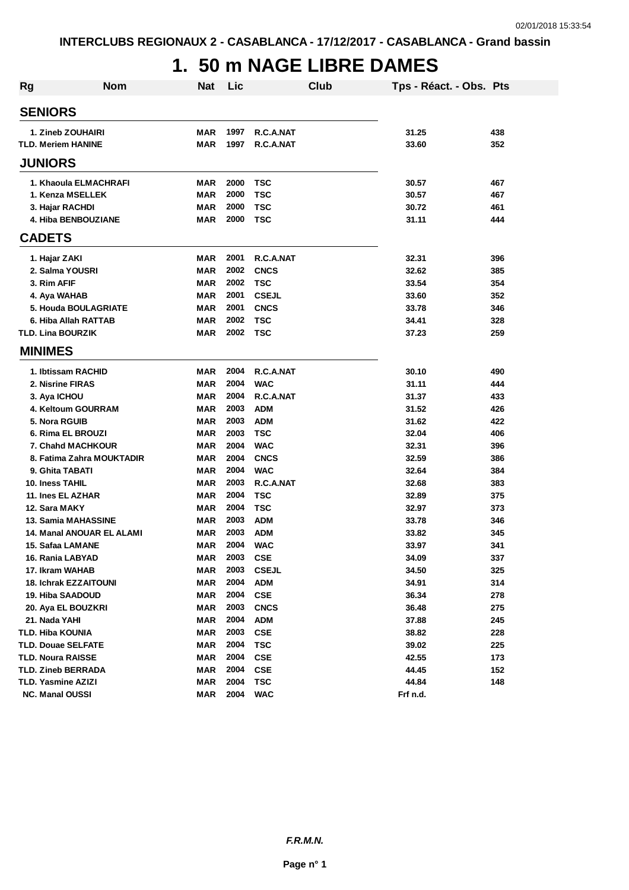INTERCLUBS REGIONAUX 2 - CASABLANCA - 17/12/2017 - CASABLANCA - Grand bassin

# 1. 50 m NAGE LIBRE DAMES

| Rg | Nom | Nat | Lic | Club | Tps - Réact. - Obs. | Pts |
|---|---|---|---|---|---|---|
| **SENIORS** | | | | | | |
| 1. | Zineb ZOUHAIRI | MAR | 1997 | R.C.A.NAT | 31.25 | 438 |
| TLD. | Meriem HANINE | MAR | 1997 | R.C.A.NAT | 33.60 | 352 |
| **JUNIORS** | | | | | | |
| 1. | Khaoula ELMACHRAFI | MAR | 2000 | TSC | 30.57 | 467 |
| 1. | Kenza MSELLEK | MAR | 2000 | TSC | 30.57 | 467 |
| 3. | Hajar RACHDI | MAR | 2000 | TSC | 30.72 | 461 |
| 4. | Hiba BENBOUZIANE | MAR | 2000 | TSC | 31.11 | 444 |
| **CADETS** | | | | | | |
| 1. | Hajar ZAKI | MAR | 2001 | R.C.A.NAT | 32.31 | 396 |
| 2. | Salma YOUSRI | MAR | 2002 | CNCS | 32.62 | 385 |
| 3. | Rim AFIF | MAR | 2002 | TSC | 33.54 | 354 |
| 4. | Aya WAHAB | MAR | 2001 | CSEJL | 33.60 | 352 |
| 5. | Houda BOULAGRIATE | MAR | 2001 | CNCS | 33.78 | 346 |
| 6. | Hiba Allah RATTAB | MAR | 2002 | TSC | 34.41 | 328 |
| TLD. | Lina BOURZIK | MAR | 2002 | TSC | 37.23 | 259 |
| **MINIMES** | | | | | | |
| 1. | Ibtissam RACHID | MAR | 2004 | R.C.A.NAT | 30.10 | 490 |
| 2. | Nisrine FIRAS | MAR | 2004 | WAC | 31.11 | 444 |
| 3. | Aya ICHOU | MAR | 2004 | R.C.A.NAT | 31.37 | 433 |
| 4. | Keltoum GOURRAM | MAR | 2003 | ADM | 31.52 | 426 |
| 5. | Nora RGUIB | MAR | 2003 | ADM | 31.62 | 422 |
| 6. | Rima EL BROUZI | MAR | 2003 | TSC | 32.04 | 406 |
| 7. | Chahd MACHKOUR | MAR | 2004 | WAC | 32.31 | 396 |
| 8. | Fatima Zahra MOUKTADIR | MAR | 2004 | CNCS | 32.59 | 386 |
| 9. | Ghita TABATI | MAR | 2004 | WAC | 32.64 | 384 |
| 10. | Iness TAHIL | MAR | 2003 | R.C.A.NAT | 32.68 | 383 |
| 11. | Ines EL AZHAR | MAR | 2004 | TSC | 32.89 | 375 |
| 12. | Sara MAKY | MAR | 2004 | TSC | 32.97 | 373 |
| 13. | Samia MAHASSINE | MAR | 2003 | ADM | 33.78 | 346 |
| 14. | Manal ANOUAR EL ALAMI | MAR | 2003 | ADM | 33.82 | 345 |
| 15. | Safaa LAMANE | MAR | 2004 | WAC | 33.97 | 341 |
| 16. | Rania LABYAD | MAR | 2003 | CSE | 34.09 | 337 |
| 17. | Ikram WAHAB | MAR | 2003 | CSEJL | 34.50 | 325 |
| 18. | Ichrak EZZAITOUNI | MAR | 2004 | ADM | 34.91 | 314 |
| 19. | Hiba SAADOUD | MAR | 2004 | CSE | 36.34 | 278 |
| 20. | Aya EL BOUZKRI | MAR | 2003 | CNCS | 36.48 | 275 |
| 21. | Nada YAHI | MAR | 2004 | ADM | 37.88 | 245 |
| TLD. | Hiba KOUNIA | MAR | 2003 | CSE | 38.82 | 228 |
| TLD. | Douae SELFATE | MAR | 2004 | TSC | 39.02 | 225 |
| TLD. | Noura RAISSE | MAR | 2004 | CSE | 42.55 | 173 |
| TLD. | Zineb BERRADA | MAR | 2004 | CSE | 44.45 | 152 |
| TLD. | Yasmine AZIZI | MAR | 2004 | TSC | 44.84 | 148 |
| NC. | Manal OUSSI | MAR | 2004 | WAC | Frf n.d. | |

*F.R.M.N.*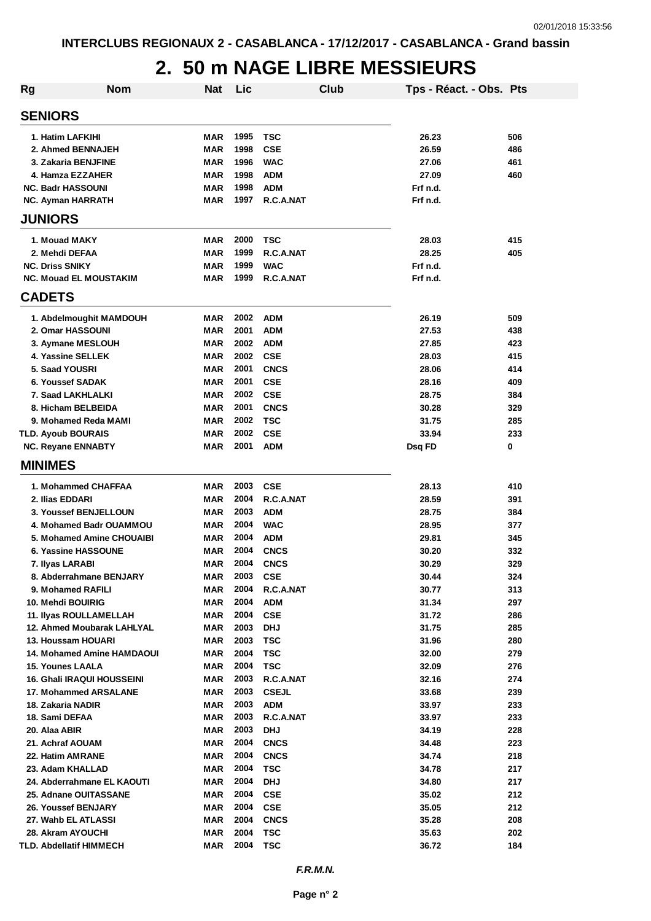INTERCLUBS REGIONAUX 2 - CASABLANCA - 17/12/2017 - CASABLANCA - Grand bassin

# 2. 50 m NAGE LIBRE MESSIEURS

| Rg | Nom | Nat | Lic | Club | Tps - Réact. - Obs. | Pts |
|---|---|---|---|---|---|---|
| **SENIORS** | | | | | | |
| 1. | Hatim LAFKIHI | MAR | 1995 | TSC | 26.23 | 506 |
| 2. | Ahmed BENNAJEH | MAR | 1998 | CSE | 26.59 | 486 |
| 3. | Zakaria BENJFINE | MAR | 1996 | WAC | 27.06 | 461 |
| 4. | Hamza EZZAHER | MAR | 1998 | ADM | 27.09 | 460 |
| NC. | Badr HASSOUNI | MAR | 1998 | ADM | Frf n.d. | |
| NC. | Ayman HARRATH | MAR | 1997 | R.C.A.NAT | Frf n.d. | |
| **JUNIORS** | | | | | | |
| 1. | Mouad MAKY | MAR | 2000 | TSC | 28.03 | 415 |
| 2. | Mehdi DEFAA | MAR | 1999 | R.C.A.NAT | 28.25 | 405 |
| NC. | Driss SNIKY | MAR | 1999 | WAC | Frf n.d. | |
| NC. | Mouad EL MOUSTAKIM | MAR | 1999 | R.C.A.NAT | Frf n.d. | |
| **CADETS** | | | | | | |
| 1. | Abdelmoughit MAMDOUH | MAR | 2002 | ADM | 26.19 | 509 |
| 2. | Omar HASSOUNI | MAR | 2001 | ADM | 27.53 | 438 |
| 3. | Aymane MESLOUH | MAR | 2002 | ADM | 27.85 | 423 |
| 4. | Yassine SELLEK | MAR | 2002 | CSE | 28.03 | 415 |
| 5. | Saad YOUSRI | MAR | 2001 | CNCS | 28.06 | 414 |
| 6. | Youssef SADAK | MAR | 2001 | CSE | 28.16 | 409 |
| 7. | Saad LAKHLALKI | MAR | 2002 | CSE | 28.75 | 384 |
| 8. | Hicham BELBEIDA | MAR | 2001 | CNCS | 30.28 | 329 |
| 9. | Mohamed Reda MAMI | MAR | 2002 | TSC | 31.75 | 285 |
| TLD. | Ayoub BOURAIS | MAR | 2002 | CSE | 33.94 | 233 |
| NC. | Reyane ENNABTY | MAR | 2001 | ADM | Dsq FD | 0 |
| **MINIMES** | | | | | | |
| 1. | Mohammed CHAFFAA | MAR | 2003 | CSE | 28.13 | 410 |
| 2. | Ilias EDDARI | MAR | 2004 | R.C.A.NAT | 28.59 | 391 |
| 3. | Youssef BENJELLOUN | MAR | 2003 | ADM | 28.75 | 384 |
| 4. | Mohamed Badr OUAMMOU | MAR | 2004 | WAC | 28.95 | 377 |
| 5. | Mohamed Amine CHOUAIBI | MAR | 2004 | ADM | 29.81 | 345 |
| 6. | Yassine HASSOUNE | MAR | 2004 | CNCS | 30.20 | 332 |
| 7. | Ilyas LARABI | MAR | 2004 | CNCS | 30.29 | 329 |
| 8. | Abderrahmane BENJARY | MAR | 2003 | CSE | 30.44 | 324 |
| 9. | Mohamed RAFILI | MAR | 2004 | R.C.A.NAT | 30.77 | 313 |
| 10. | Mehdi BOUIRIG | MAR | 2004 | ADM | 31.34 | 297 |
| 11. | Ilyas ROULLAMELLAH | MAR | 2004 | CSE | 31.72 | 286 |
| 12. | Ahmed Moubarak LAHLYAL | MAR | 2003 | DHJ | 31.75 | 285 |
| 13. | Houssam HOUARI | MAR | 2003 | TSC | 31.96 | 280 |
| 14. | Mohamed Amine HAMDAOUI | MAR | 2004 | TSC | 32.00 | 279 |
| 15. | Younes LAALA | MAR | 2004 | TSC | 32.09 | 276 |
| 16. | Ghali IRAQUI HOUSSEINI | MAR | 2003 | R.C.A.NAT | 32.16 | 274 |
| 17. | Mohammed ARSALANE | MAR | 2003 | CSEJL | 33.68 | 239 |
| 18. | Zakaria NADIR | MAR | 2003 | ADM | 33.97 | 233 |
| 18. | Sami DEFAA | MAR | 2003 | R.C.A.NAT | 33.97 | 233 |
| 20. | Alaa ABIR | MAR | 2003 | DHJ | 34.19 | 228 |
| 21. | Achraf AOUAM | MAR | 2004 | CNCS | 34.48 | 223 |
| 22. | Hatim AMRANE | MAR | 2004 | CNCS | 34.74 | 218 |
| 23. | Adam KHALLAD | MAR | 2004 | TSC | 34.78 | 217 |
| 24. | Abderrahmane EL KAOUTI | MAR | 2004 | DHJ | 34.80 | 217 |
| 25. | Adnane OUITASSANE | MAR | 2004 | CSE | 35.02 | 212 |
| 26. | Youssef BENJARY | MAR | 2004 | CSE | 35.05 | 212 |
| 27. | Wahb EL ATLASSI | MAR | 2004 | CNCS | 35.28 | 208 |
| 28. | Akram AYOUCHI | MAR | 2004 | TSC | 35.63 | 202 |
| TLD. | Abdellatif HIMMECH | MAR | 2004 | TSC | 36.72 | 184 |

*F.R.M.N.*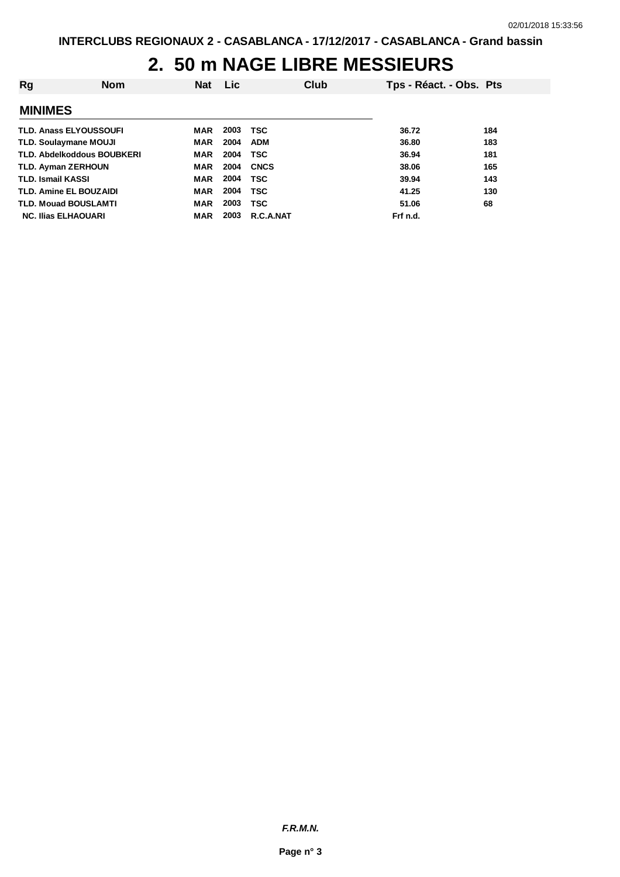## 2. 50 m NAGE LIBRE MESSIEURS

| Rg | Nom | Nat | Lic | Club | Tps - Réact. - Obs. | Pts |
|---|---|---|---|---|---|---|
| **MINIMES** | | | | | | |
| TLD. | Anass ELYOUSSOUFI | MAR | 2003 | TSC | 36.72 | 184 |
| TLD. | Soulaymane MOUJI | MAR | 2004 | ADM | 36.80 | 183 |
| TLD. | Abdelkoddous BOUBKERI | MAR | 2004 | TSC | 36.94 | 181 |
| TLD. | Ayman ZERHOUN | MAR | 2004 | CNCS | 38.06 | 165 |
| TLD. | Ismail KASSI | MAR | 2004 | TSC | 39.94 | 143 |
| TLD. | Amine EL BOUZAIDI | MAR | 2004 | TSC | 41.25 | 130 |
| TLD. | Mouad BOUSLAMTI | MAR | 2003 | TSC | 51.06 | 68 |
| NC. | Ilias ELHAOUARI | MAR | 2003 | R.C.A.NAT | Frf n.d. | |

***F.R.M.N.***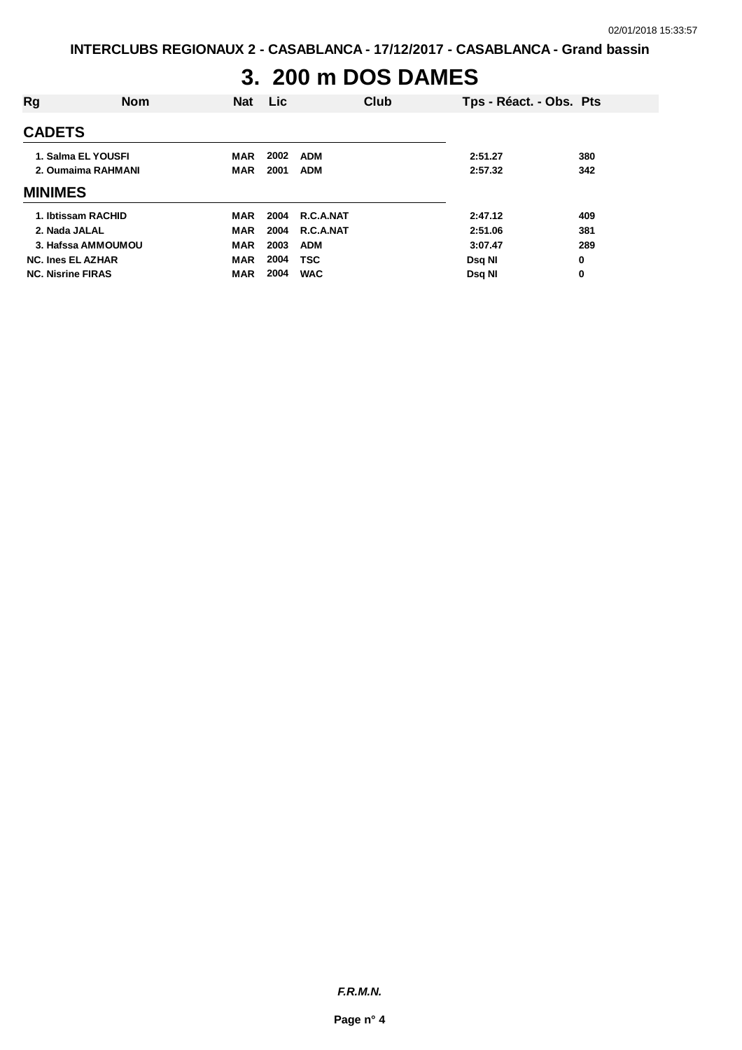# 3. 200 m DOS DAMES

| Rg | Nom | Nat | Lic | Club | Tps - Réact. - Obs. | Pts |
|---|---|---|---|---|---|---|
| **CADETS** | | | | | | |
| 1. | Salma EL YOUSFI | MAR | 2002 | ADM | 2:51.27 | 380 |
| 2. | Oumaima RAHMANI | MAR | 2001 | ADM | 2:57.32 | 342 |
| **MINIMES** | | | | | | |
| 1. | Ibtissam RACHID | MAR | 2004 | R.C.A.NAT | 2:47.12 | 409 |
| 2. | Nada JALAL | MAR | 2004 | R.C.A.NAT | 2:51.06 | 381 |
| 3. | Hafssa AMMOUMOU | MAR | 2003 | ADM | 3:07.47 | 289 |
| NC. | Ines EL AZHAR | MAR | 2004 | TSC | Dsq NI | 0 |
| NC. | Nisrine FIRAS | MAR | 2004 | WAC | Dsq NI | 0 |

***F.R.M.N.***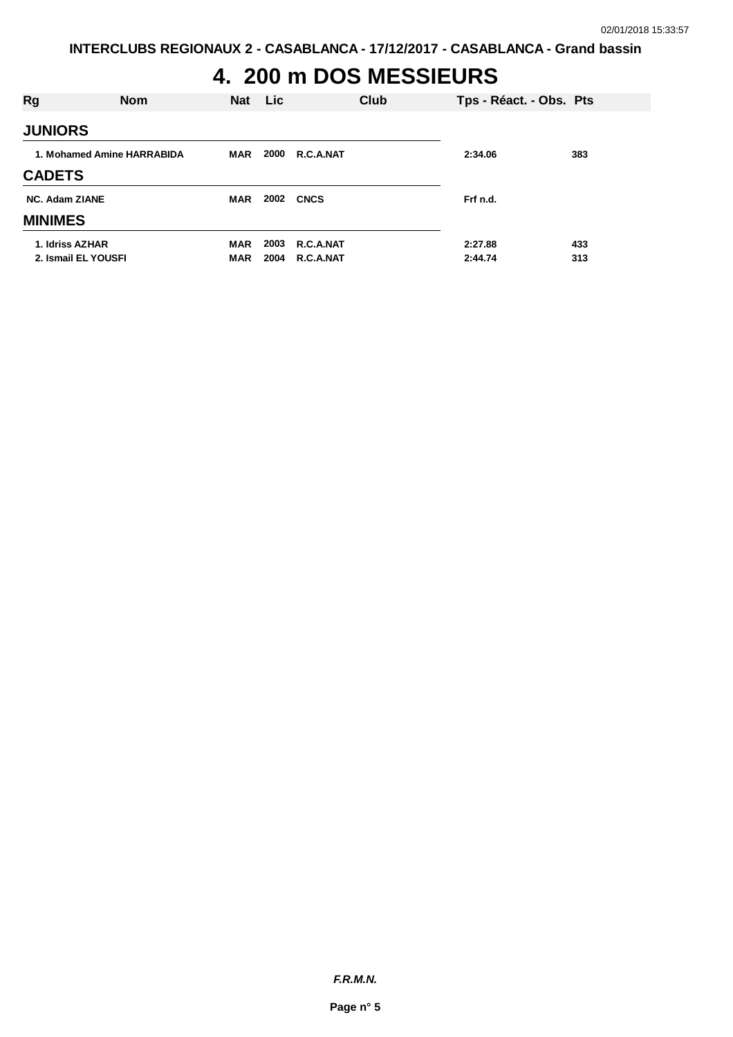INTERCLUBS REGIONAUX 2 - CASABLANCA - 17/12/2017 - CASABLANCA - Grand bassin

# 4. 200 m DOS MESSIEURS

| Rg | Nom | Nat | Lic | Club | Tps - Réact. - Obs. | Pts |
|---|---|---|---|---|---|---|
| **JUNIORS** | | | | | | |
| 1. | Mohamed Amine HARRABIDA | MAR | 2000 | R.C.A.NAT | 2:34.06 | 383 |
| **CADETS** | | | | | | |
| NC. | Adam ZIANE | MAR | 2002 | CNCS | Frf n.d. | |
| **MINIMES** | | | | | | |
| 1. | Idriss AZHAR | MAR | 2003 | R.C.A.NAT | 2:27.88 | 433 |
| 2. | Ismail EL YOUSFI | MAR | 2004 | R.C.A.NAT | 2:44.74 | 313 |

*F.R.M.N.*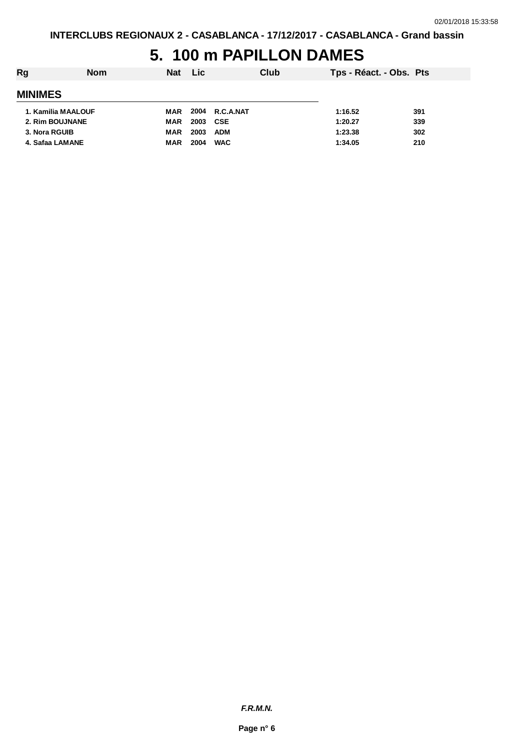# 5. 100 m PAPILLON DAMES

| Rg | Nom | Nat | Lic | Club | Tps - Réact. - Obs. | Pts |
|---|---|---|---|---|---|---|
| **MINIMES** | | | | | | |
| 1. | Kamilia MAALOUF | MAR | 2004 | R.C.A.NAT | 1:16.52 | 391 |
| 2. | Rim BOUJNANE | MAR | 2003 | CSE | 1:20.27 | 339 |
| 3. | Nora RGUIB | MAR | 2003 | ADM | 1:23.38 | 302 |
| 4. | Safaa LAMANE | MAR | 2004 | WAC | 1:34.05 | 210 |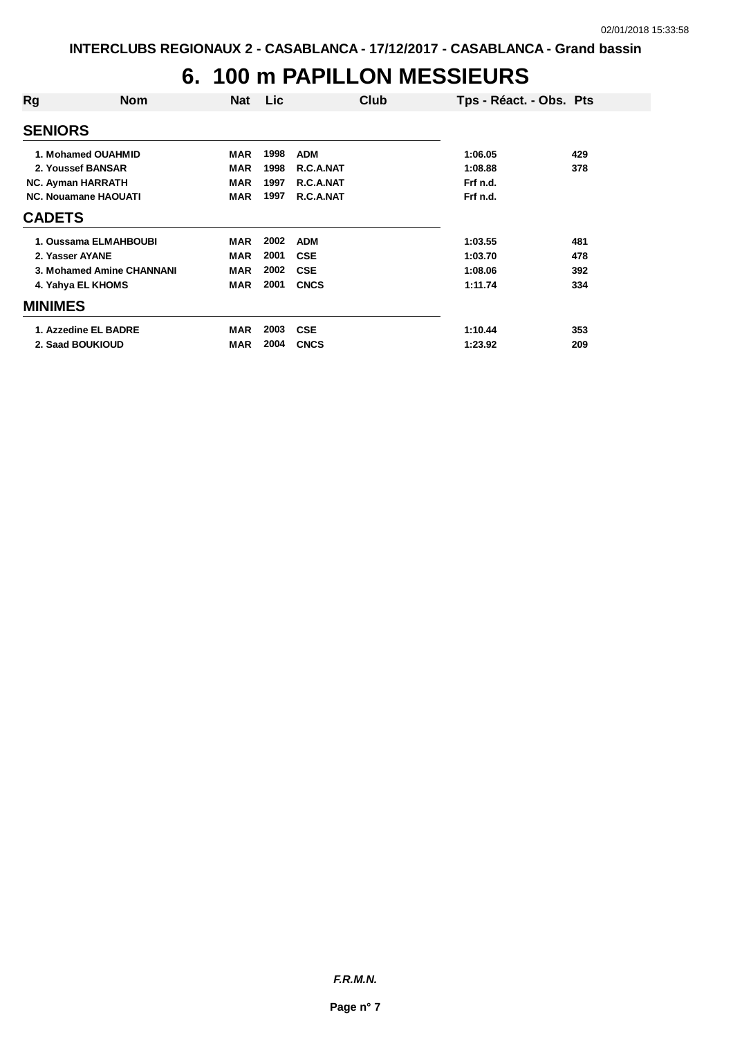# 6. 100 m PAPILLON MESSIEURS

| Rg | Nom | Nat | Lic | Club | Tps - Réact. - Obs. | Pts |
|---|---|---|---|---|---|---|
| **SENIORS** | | | | | | |
| 1. | Mohamed OUAHMID | MAR | 1998 | ADM | 1:06.05 | 429 |
| 2. | Youssef BANSAR | MAR | 1998 | R.C.A.NAT | 1:08.88 | 378 |
| NC. | Ayman HARRATH | MAR | 1997 | R.C.A.NAT | Frf n.d. | |
| NC. | Nouamane HAOUATI | MAR | 1997 | R.C.A.NAT | Frf n.d. | |
| **CADETS** | | | | | | |
| 1. | Oussama ELMAHBOUBI | MAR | 2002 | ADM | 1:03.55 | 481 |
| 2. | Yasser AYANE | MAR | 2001 | CSE | 1:03.70 | 478 |
| 3. | Mohamed Amine CHANNANI | MAR | 2002 | CSE | 1:08.06 | 392 |
| 4. | Yahya EL KHOMS | MAR | 2001 | CNCS | 1:11.74 | 334 |
| **MINIMES** | | | | | | |
| 1. | Azzedine EL BADRE | MAR | 2003 | CSE | 1:10.44 | 353 |
| 2. | Saad BOUKIOUD | MAR | 2004 | CNCS | 1:23.92 | 209 |

***F.R.M.N.***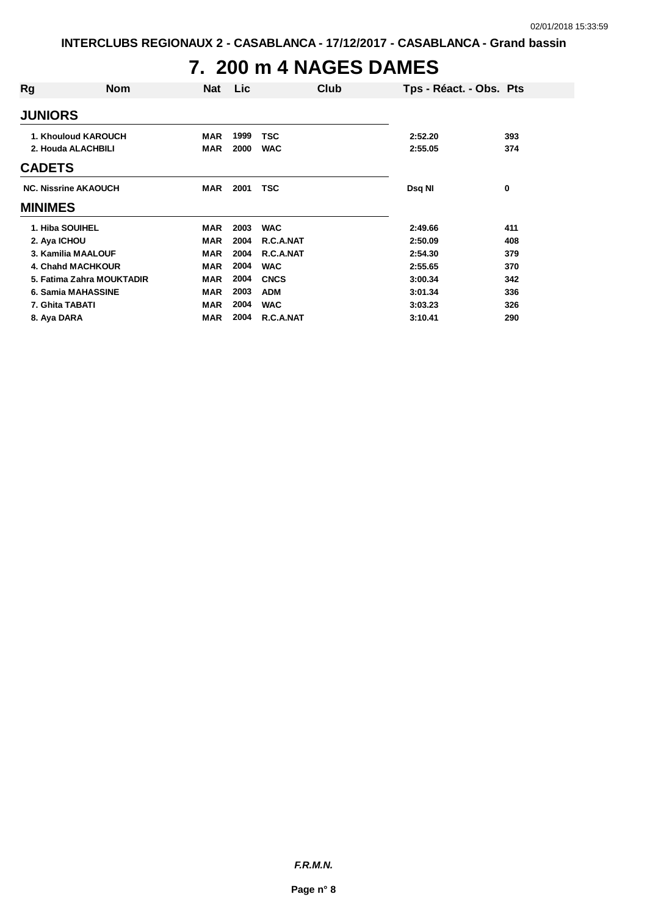INTERCLUBS REGIONAUX 2 - CASABLANCA - 17/12/2017 - CASABLANCA - Grand bassin

# 7. 200 m 4 NAGES DAMES

| Rg | Nom | Nat | Lic | Club | Tps - Réact. - Obs. | Pts |
|---|---|---|---|---|---|---|
| **JUNIORS** | | | | | | |
| 1. | Khouloud KAROUCH | MAR | 1999 | TSC | 2:52.20 | 393 |
| 2. | Houda ALACHBILI | MAR | 2000 | WAC | 2:55.05 | 374 |
| **CADETS** | | | | | | |
| NC. | Nissrine AKAOUCH | MAR | 2001 | TSC | Dsq NI | 0 |
| **MINIMES** | | | | | | |
| 1. | Hiba SOUIHEL | MAR | 2003 | WAC | 2:49.66 | 411 |
| 2. | Aya ICHOU | MAR | 2004 | R.C.A.NAT | 2:50.09 | 408 |
| 3. | Kamilia MAALOUF | MAR | 2004 | R.C.A.NAT | 2:54.30 | 379 |
| 4. | Chahd MACHKOUR | MAR | 2004 | WAC | 2:55.65 | 370 |
| 5. | Fatima Zahra MOUKTADIR | MAR | 2004 | CNCS | 3:00.34 | 342 |
| 6. | Samia MAHASSINE | MAR | 2003 | ADM | 3:01.34 | 336 |
| 7. | Ghita TABATI | MAR | 2004 | WAC | 3:03.23 | 326 |
| 8. | Aya DARA | MAR | 2004 | R.C.A.NAT | 3:10.41 | 290 |

*F.R.M.N.*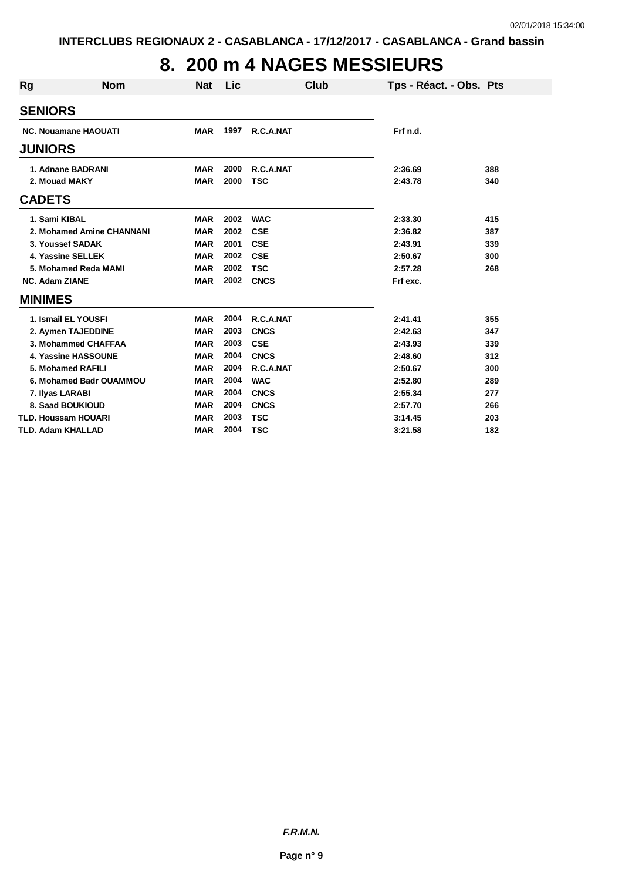# 8. 200 m 4 NAGES MESSIEURS

| Rg | Nom | Nat | Lic | Club | Tps - Réact. - Obs. | Pts |
|---|---|---|---|---|---|---|
| **SENIORS** | | | | | | |
| NC. | Nouamane HAOUATI | MAR | 1997 | R.C.A.NAT | Frf n.d. | |
| **JUNIORS** | | | | | | |
| 1. | Adnane BADRANI | MAR | 2000 | R.C.A.NAT | 2:36.69 | 388 |
| 2. | Mouad MAKY | MAR | 2000 | TSC | 2:43.78 | 340 |
| **CADETS** | | | | | | |
| 1. | Sami KIBAL | MAR | 2002 | WAC | 2:33.30 | 415 |
| 2. | Mohamed Amine CHANNANI | MAR | 2002 | CSE | 2:36.82 | 387 |
| 3. | Youssef SADAK | MAR | 2001 | CSE | 2:43.91 | 339 |
| 4. | Yassine SELLEK | MAR | 2002 | CSE | 2:50.67 | 300 |
| 5. | Mohamed Reda MAMI | MAR | 2002 | TSC | 2:57.28 | 268 |
| NC. | Adam ZIANE | MAR | 2002 | CNCS | Frf exc. | |
| **MINIMES** | | | | | | |
| 1. | Ismail EL YOUSFI | MAR | 2004 | R.C.A.NAT | 2:41.41 | 355 |
| 2. | Aymen TAJEDDINE | MAR | 2003 | CNCS | 2:42.63 | 347 |
| 3. | Mohammed CHAFFAA | MAR | 2003 | CSE | 2:43.93 | 339 |
| 4. | Yassine HASSOUNE | MAR | 2004 | CNCS | 2:48.60 | 312 |
| 5. | Mohamed RAFILI | MAR | 2004 | R.C.A.NAT | 2:50.67 | 300 |
| 6. | Mohamed Badr OUAMMOU | MAR | 2004 | WAC | 2:52.80 | 289 |
| 7. | Ilyas LARABI | MAR | 2004 | CNCS | 2:55.34 | 277 |
| 8. | Saad BOUKIOUD | MAR | 2004 | CNCS | 2:57.70 | 266 |
| TLD. | Houssam HOUARI | MAR | 2003 | TSC | 3:14.45 | 203 |
| TLD. | Adam KHALLAD | MAR | 2004 | TSC | 3:21.58 | 182 |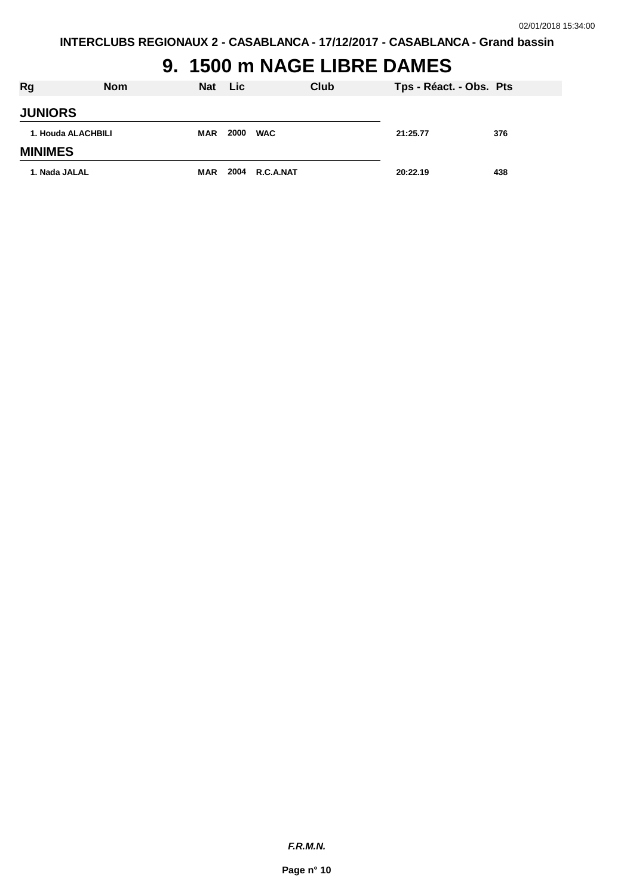# 9. 1500 m NAGE LIBRE DAMES

| Rg | Nom | Nat | Lic | Club | Tps - Réact. - Obs. | Pts |
|---|---|---|---|---|---|---|
| **JUNIORS** | | | | | | |
| 1. | Houda ALACHBILI | MAR | 2000 | WAC | 21:25.77 | 376 |
| **MINIMES** | | | | | | |
| 1. | Nada JALAL | MAR | 2004 | R.C.A.NAT | 20:22.19 | 438 |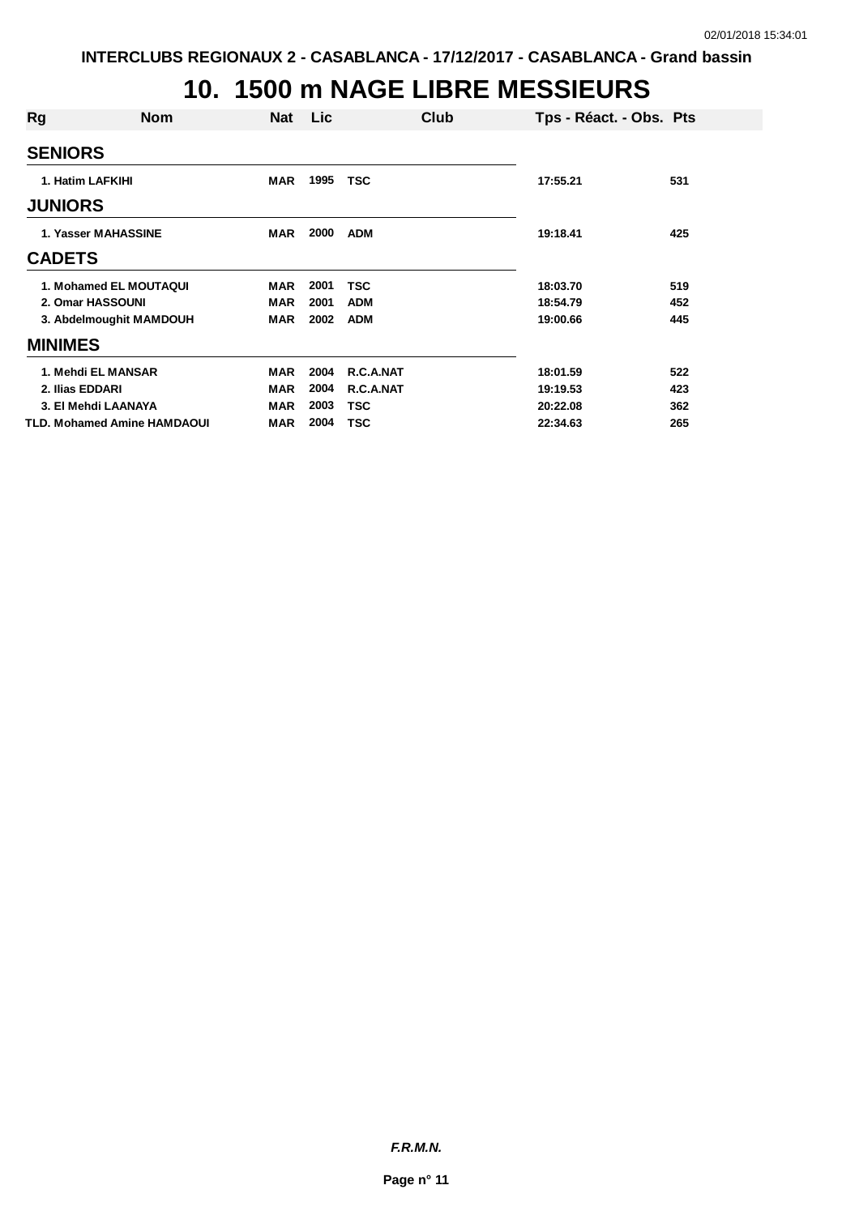# 10. 1500 m NAGE LIBRE MESSIEURS

| Rg | Nom | Nat | Lic | Club | Tps - Réact. - Obs. | Pts |
|---|---|---|---|---|---|---|
| **SENIORS** | | | | | | |
| 1. | Hatim LAFKIHI | MAR | 1995 | TSC | 17:55.21 | 531 |
| **JUNIORS** | | | | | | |
| 1. | Yasser MAHASSINE | MAR | 2000 | ADM | 19:18.41 | 425 |
| **CADETS** | | | | | | |
| 1. | Mohamed EL MOUTAQUI | MAR | 2001 | TSC | 18:03.70 | 519 |
| 2. | Omar HASSOUNI | MAR | 2001 | ADM | 18:54.79 | 452 |
| 3. | Abdelmoughit MAMDOUH | MAR | 2002 | ADM | 19:00.66 | 445 |
| **MINIMES** | | | | | | |
| 1. | Mehdi EL MANSAR | MAR | 2004 | R.C.A.NAT | 18:01.59 | 522 |
| 2. | Ilias EDDARI | MAR | 2004 | R.C.A.NAT | 19:19.53 | 423 |
| 3. | El Mehdi LAANAYA | MAR | 2003 | TSC | 20:22.08 | 362 |
| TLD. | Mohamed Amine HAMDAOUI | MAR | 2004 | TSC | 22:34.63 | 265 |

*F.R.M.N.*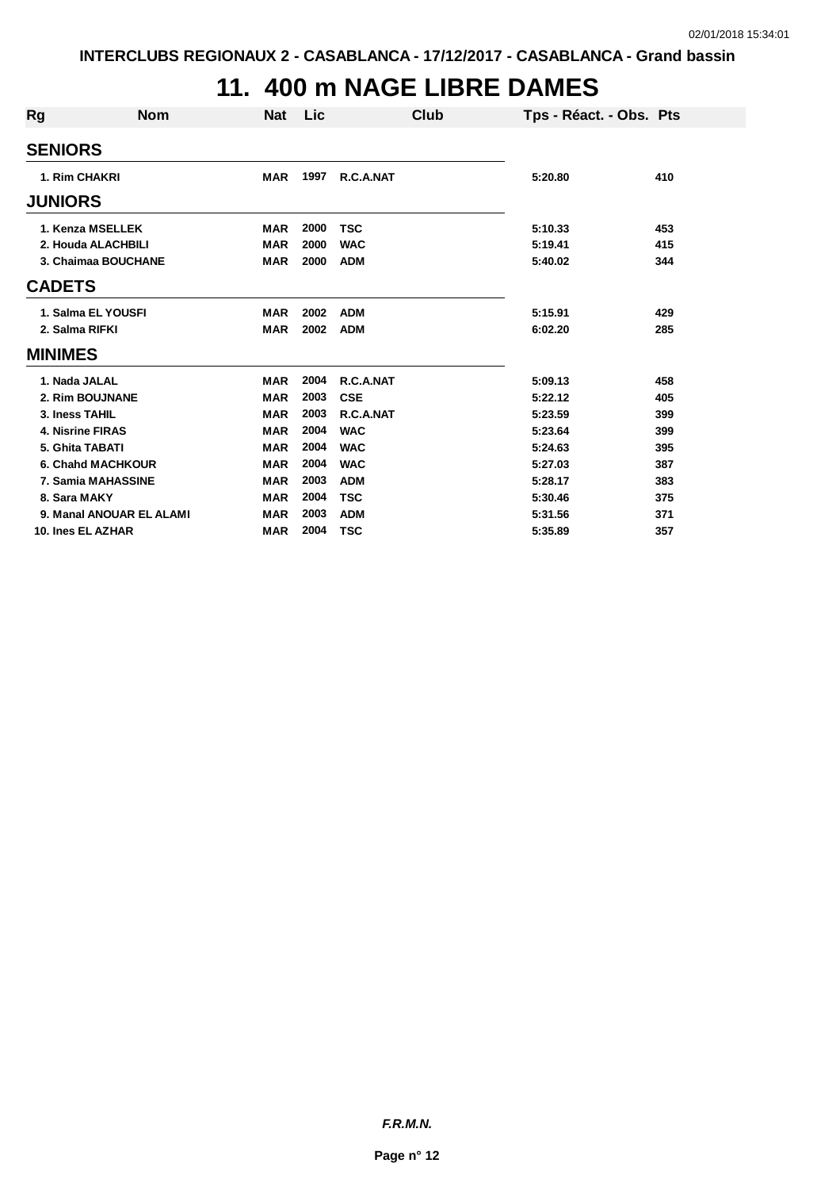# 11. 400 m NAGE LIBRE DAMES

| Rg | Nom | Nat | Lic | Club | Tps - Réact. - Obs. | Pts |
|---|---|---|---|---|---|---|
| **SENIORS** | | | | | | |
| 1. | Rim CHAKRI | MAR | 1997 | R.C.A.NAT | 5:20.80 | 410 |
| **JUNIORS** | | | | | | |
| 1. | Kenza MSELLEK | MAR | 2000 | TSC | 5:10.33 | 453 |
| 2. | Houda ALACHBILI | MAR | 2000 | WAC | 5:19.41 | 415 |
| 3. | Chaimaa BOUCHANE | MAR | 2000 | ADM | 5:40.02 | 344 |
| **CADETS** | | | | | | |
| 1. | Salma EL YOUSFI | MAR | 2002 | ADM | 5:15.91 | 429 |
| 2. | Salma RIFKI | MAR | 2002 | ADM | 6:02.20 | 285 |
| **MINIMES** | | | | | | |
| 1. | Nada JALAL | MAR | 2004 | R.C.A.NAT | 5:09.13 | 458 |
| 2. | Rim BOUJNANE | MAR | 2003 | CSE | 5:22.12 | 405 |
| 3. | Iness TAHIL | MAR | 2003 | R.C.A.NAT | 5:23.59 | 399 |
| 4. | Nisrine FIRAS | MAR | 2004 | WAC | 5:23.64 | 399 |
| 5. | Ghita TABATI | MAR | 2004 | WAC | 5:24.63 | 395 |
| 6. | Chahd MACHKOUR | MAR | 2004 | WAC | 5:27.03 | 387 |
| 7. | Samia MAHASSINE | MAR | 2003 | ADM | 5:28.17 | 383 |
| 8. | Sara MAKY | MAR | 2004 | TSC | 5:30.46 | 375 |
| 9. | Manal ANOUAR EL ALAMI | MAR | 2003 | ADM | 5:31.56 | 371 |
| 10. | Ines EL AZHAR | MAR | 2004 | TSC | 5:35.89 | 357 |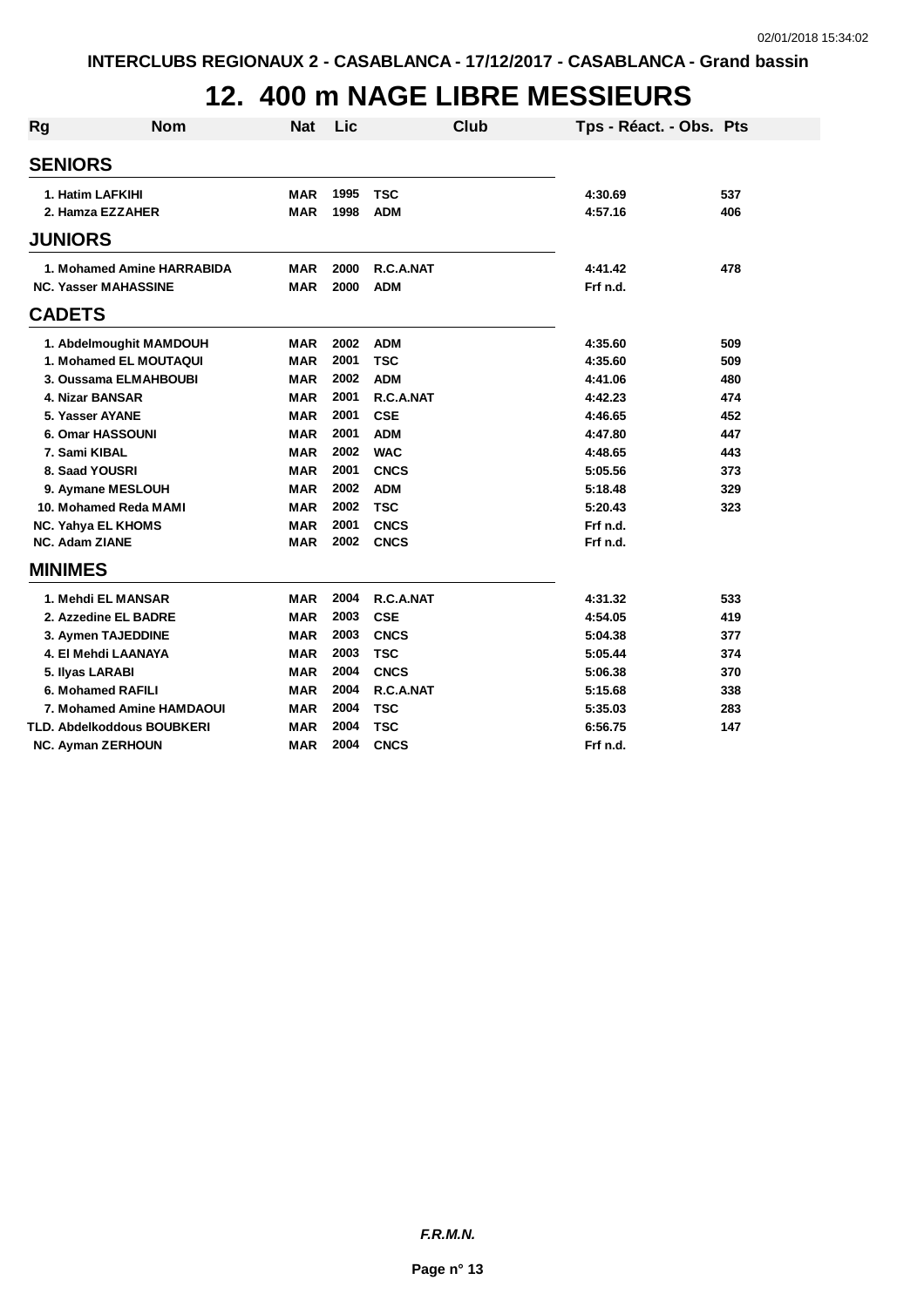# 12. 400 m NAGE LIBRE MESSIEURS

| Rg | Nom | Nat | Lic | Club | Tps - Réact. - Obs. | Pts |
|---|---|---|---|---|---|---|
| **SENIORS** | | | | | | |
| 1. | Hatim LAFKIHI | MAR | 1995 | TSC | 4:30.69 | 537 |
| 2. | Hamza EZZAHER | MAR | 1998 | ADM | 4:57.16 | 406 |
| **JUNIORS** | | | | | | |
| 1. | Mohamed Amine HARRABIDA | MAR | 2000 | R.C.A.NAT | 4:41.42 | 478 |
| NC. | Yasser MAHASSINE | MAR | 2000 | ADM | Frf n.d. | |
| **CADETS** | | | | | | |
| 1. | Abdelmoughit MAMDOUH | MAR | 2002 | ADM | 4:35.60 | 509 |
| 1. | Mohamed EL MOUTAQUI | MAR | 2001 | TSC | 4:35.60 | 509 |
| 3. | Oussama ELMAHBOUBI | MAR | 2002 | ADM | 4:41.06 | 480 |
| 4. | Nizar BANSAR | MAR | 2001 | R.C.A.NAT | 4:42.23 | 474 |
| 5. | Yasser AYANE | MAR | 2001 | CSE | 4:46.65 | 452 |
| 6. | Omar HASSOUNI | MAR | 2001 | ADM | 4:47.80 | 447 |
| 7. | Sami KIBAL | MAR | 2002 | WAC | 4:48.65 | 443 |
| 8. | Saad YOUSRI | MAR | 2001 | CNCS | 5:05.56 | 373 |
| 9. | Aymane MESLOUH | MAR | 2002 | ADM | 5:18.48 | 329 |
| 10. | Mohamed Reda MAMI | MAR | 2002 | TSC | 5:20.43 | 323 |
| NC. | Yahya EL KHOMS | MAR | 2001 | CNCS | Frf n.d. | |
| NC. | Adam ZIANE | MAR | 2002 | CNCS | Frf n.d. | |
| **MINIMES** | | | | | | |
| 1. | Mehdi EL MANSAR | MAR | 2004 | R.C.A.NAT | 4:31.32 | 533 |
| 2. | Azzedine EL BADRE | MAR | 2003 | CSE | 4:54.05 | 419 |
| 3. | Aymen TAJEDDINE | MAR | 2003 | CNCS | 5:04.38 | 377 |
| 4. | El Mehdi LAANAYA | MAR | 2003 | TSC | 5:05.44 | 374 |
| 5. | Ilyas LARABI | MAR | 2004 | CNCS | 5:06.38 | 370 |
| 6. | Mohamed RAFILI | MAR | 2004 | R.C.A.NAT | 5:15.68 | 338 |
| 7. | Mohamed Amine HAMDAOUI | MAR | 2004 | TSC | 5:35.03 | 283 |
| TLD. | Abdelkoddous BOUBKERI | MAR | 2004 | TSC | 6:56.75 | 147 |
| NC. | Ayman ZERHOUN | MAR | 2004 | CNCS | Frf n.d. | |

*F.R.M.N.*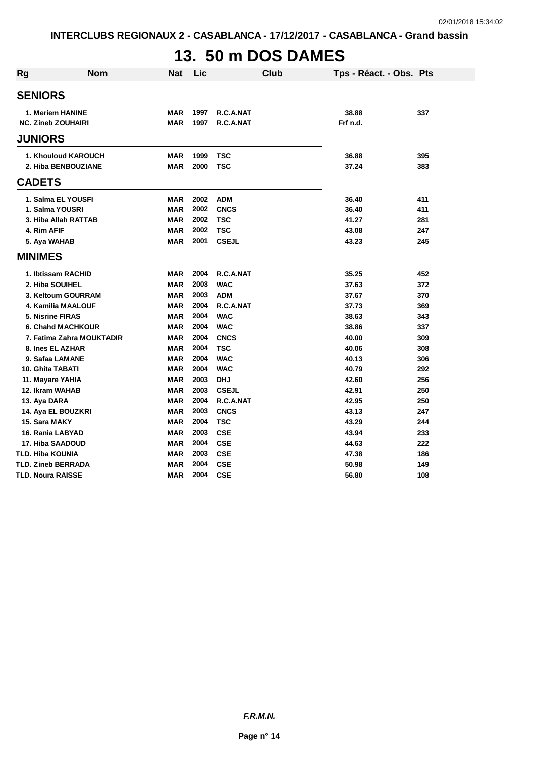# 13. 50 m DOS DAMES

| Rg | Nom | Nat | Lic | Club | Tps - Réact. - Obs. | Pts |
|---|---|---|---|---|---|---|
| **SENIORS** | | | | | | |
| 1. | Meriem HANINE | MAR | 1997 | R.C.A.NAT | 38.88 | 337 |
| NC. | Zineb ZOUHAIRI | MAR | 1997 | R.C.A.NAT | Frf n.d. | |
| **JUNIORS** | | | | | | |
| 1. | Khouloud KAROUCH | MAR | 1999 | TSC | 36.88 | 395 |
| 2. | Hiba BENBOUZIANE | MAR | 2000 | TSC | 37.24 | 383 |
| **CADETS** | | | | | | |
| 1. | Salma EL YOUSFI | MAR | 2002 | ADM | 36.40 | 411 |
| 1. | Salma YOUSRI | MAR | 2002 | CNCS | 36.40 | 411 |
| 3. | Hiba Allah RATTAB | MAR | 2002 | TSC | 41.27 | 281 |
| 4. | Rim AFIF | MAR | 2002 | TSC | 43.08 | 247 |
| 5. | Aya WAHAB | MAR | 2001 | CSEJL | 43.23 | 245 |
| **MINIMES** | | | | | | |
| 1. | Ibtissam RACHID | MAR | 2004 | R.C.A.NAT | 35.25 | 452 |
| 2. | Hiba SOUIHEL | MAR | 2003 | WAC | 37.63 | 372 |
| 3. | Keltoum GOURRAM | MAR | 2003 | ADM | 37.67 | 370 |
| 4. | Kamilia MAALOUF | MAR | 2004 | R.C.A.NAT | 37.73 | 369 |
| 5. | Nisrine FIRAS | MAR | 2004 | WAC | 38.63 | 343 |
| 6. | Chahd MACHKOUR | MAR | 2004 | WAC | 38.86 | 337 |
| 7. | Fatima Zahra MOUKTADIR | MAR | 2004 | CNCS | 40.00 | 309 |
| 8. | Ines EL AZHAR | MAR | 2004 | TSC | 40.06 | 308 |
| 9. | Safaa LAMANE | MAR | 2004 | WAC | 40.13 | 306 |
| 10. | Ghita TABATI | MAR | 2004 | WAC | 40.79 | 292 |
| 11. | Mayare YAHIA | MAR | 2003 | DHJ | 42.60 | 256 |
| 12. | Ikram WAHAB | MAR | 2003 | CSEJL | 42.91 | 250 |
| 13. | Aya DARA | MAR | 2004 | R.C.A.NAT | 42.95 | 250 |
| 14. | Aya EL BOUZKRI | MAR | 2003 | CNCS | 43.13 | 247 |
| 15. | Sara MAKY | MAR | 2004 | TSC | 43.29 | 244 |
| 16. | Rania LABYAD | MAR | 2003 | CSE | 43.94 | 233 |
| 17. | Hiba SAADOUD | MAR | 2004 | CSE | 44.63 | 222 |
| TLD. | Hiba KOUNIA | MAR | 2003 | CSE | 47.38 | 186 |
| TLD. | Zineb BERRADA | MAR | 2004 | CSE | 50.98 | 149 |
| TLD. | Noura RAISSE | MAR | 2004 | CSE | 56.80 | 108 |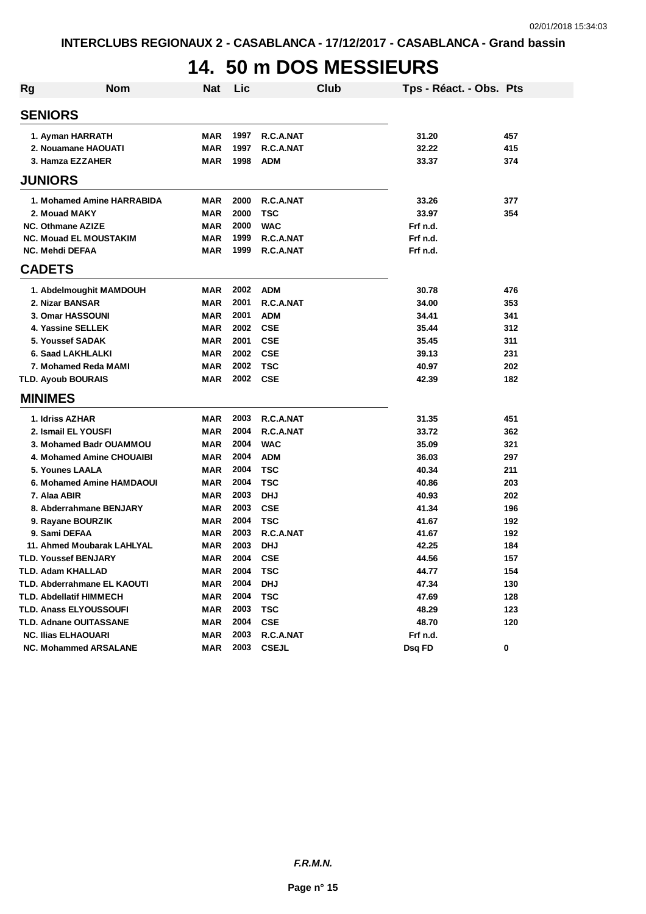# 14. 50 m DOS MESSIEURS

| Rg | Nom | Nat | Lic | Club | Tps - Réact. - Obs. | Pts |
|---|---|---|---|---|---|---|
| **SENIORS** | | | | | | |
| 1. | Ayman HARRATH | MAR | 1997 | R.C.A.NAT | 31.20 | 457 |
| 2. | Nouamane HAOUATI | MAR | 1997 | R.C.A.NAT | 32.22 | 415 |
| 3. | Hamza EZZAHER | MAR | 1998 | ADM | 33.37 | 374 |
| **JUNIORS** | | | | | | |
| 1. | Mohamed Amine HARRABIDA | MAR | 2000 | R.C.A.NAT | 33.26 | 377 |
| 2. | Mouad MAKY | MAR | 2000 | TSC | 33.97 | 354 |
| NC. | Othmane AZIZE | MAR | 2000 | WAC | Frf n.d. | |
| NC. | Mouad EL MOUSTAKIM | MAR | 1999 | R.C.A.NAT | Frf n.d. | |
| NC. | Mehdi DEFAA | MAR | 1999 | R.C.A.NAT | Frf n.d. | |
| **CADETS** | | | | | | |
| 1. | Abdelmoughit MAMDOUH | MAR | 2002 | ADM | 30.78 | 476 |
| 2. | Nizar BANSAR | MAR | 2001 | R.C.A.NAT | 34.00 | 353 |
| 3. | Omar HASSOUNI | MAR | 2001 | ADM | 34.41 | 341 |
| 4. | Yassine SELLEK | MAR | 2002 | CSE | 35.44 | 312 |
| 5. | Youssef SADAK | MAR | 2001 | CSE | 35.45 | 311 |
| 6. | Saad LAKHLALKI | MAR | 2002 | CSE | 39.13 | 231 |
| 7. | Mohamed Reda MAMI | MAR | 2002 | TSC | 40.97 | 202 |
| TLD. | Ayoub BOURAIS | MAR | 2002 | CSE | 42.39 | 182 |
| **MINIMES** | | | | | | |
| 1. | Idriss AZHAR | MAR | 2003 | R.C.A.NAT | 31.35 | 451 |
| 2. | Ismail EL YOUSFI | MAR | 2004 | R.C.A.NAT | 33.72 | 362 |
| 3. | Mohamed Badr OUAMMOU | MAR | 2004 | WAC | 35.09 | 321 |
| 4. | Mohamed Amine CHOUAIBI | MAR | 2004 | ADM | 36.03 | 297 |
| 5. | Younes LAALA | MAR | 2004 | TSC | 40.34 | 211 |
| 6. | Mohamed Amine HAMDAOUI | MAR | 2004 | TSC | 40.86 | 203 |
| 7. | Alaa ABIR | MAR | 2003 | DHJ | 40.93 | 202 |
| 8. | Abderrahmane BENJARY | MAR | 2003 | CSE | 41.34 | 196 |
| 9. | Rayane BOURZIK | MAR | 2004 | TSC | 41.67 | 192 |
| 9. | Sami DEFAA | MAR | 2003 | R.C.A.NAT | 41.67 | 192 |
| 11. | Ahmed Moubarak LAHLYAL | MAR | 2003 | DHJ | 42.25 | 184 |
| TLD. | Youssef BENJARY | MAR | 2004 | CSE | 44.56 | 157 |
| TLD. | Adam KHALLAD | MAR | 2004 | TSC | 44.77 | 154 |
| TLD. | Abderrahmane EL KAOUTI | MAR | 2004 | DHJ | 47.34 | 130 |
| TLD. | Abdellatif HIMMECH | MAR | 2004 | TSC | 47.69 | 128 |
| TLD. | Anass ELYOUSSOUFI | MAR | 2003 | TSC | 48.29 | 123 |
| TLD. | Adnane OUITASSANE | MAR | 2004 | CSE | 48.70 | 120 |
| NC. | Ilias ELHAOUARI | MAR | 2003 | R.C.A.NAT | Frf n.d. | |
| NC. | Mohammed ARSALANE | MAR | 2003 | CSEJL | Dsq FD | 0 |

*F.R.M.N.*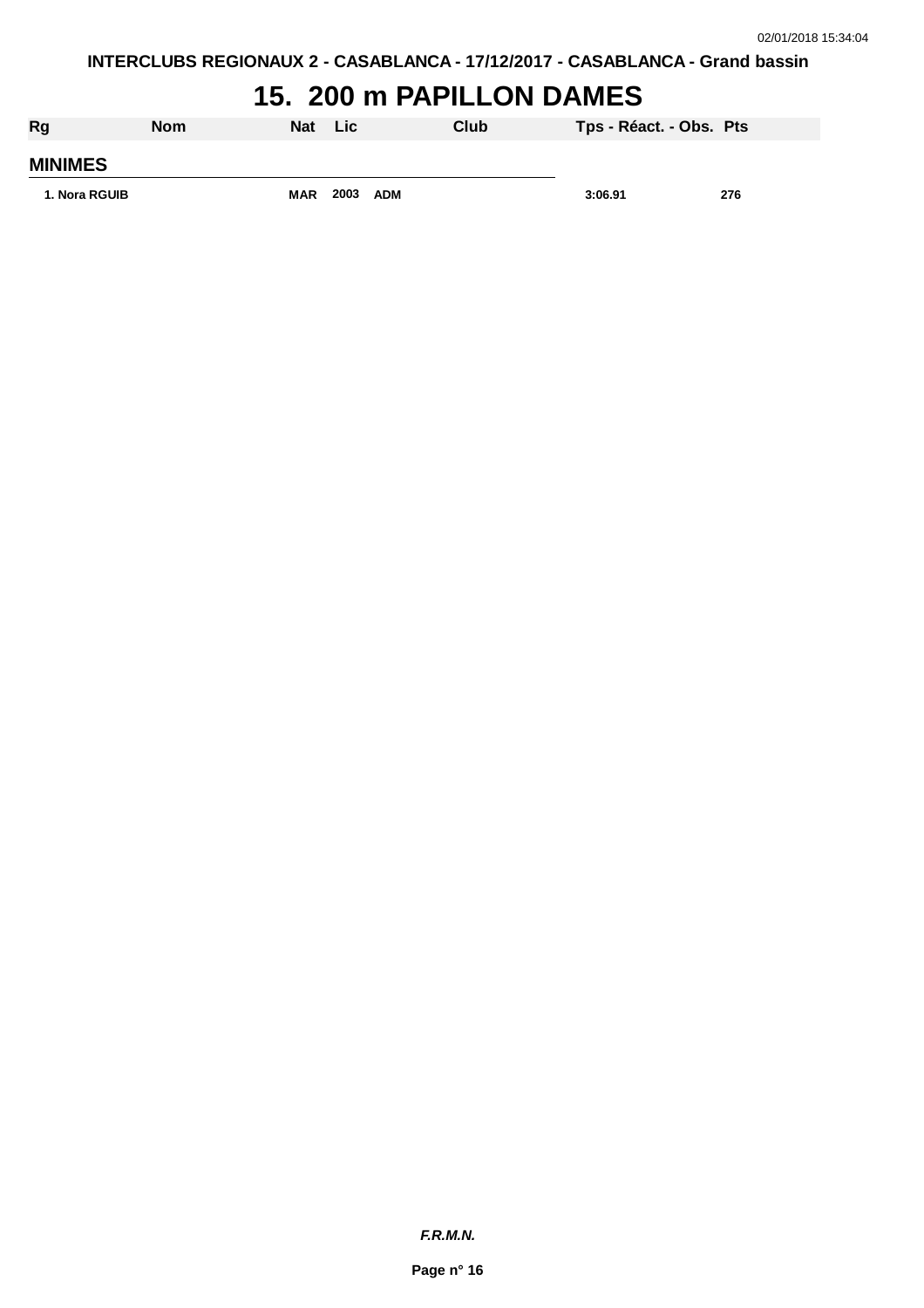# 15. 200 m PAPILLON DAMES

| Rg | Nom | Nat | Lic | Club | Tps - Réact. - Obs. | Pts |
|---|---|---|---|---|---|---|
| **MINIMES** | | | | | | |
| 1. | Nora RGUIB | MAR | 2003 | ADM | 3:06.91 | 276 |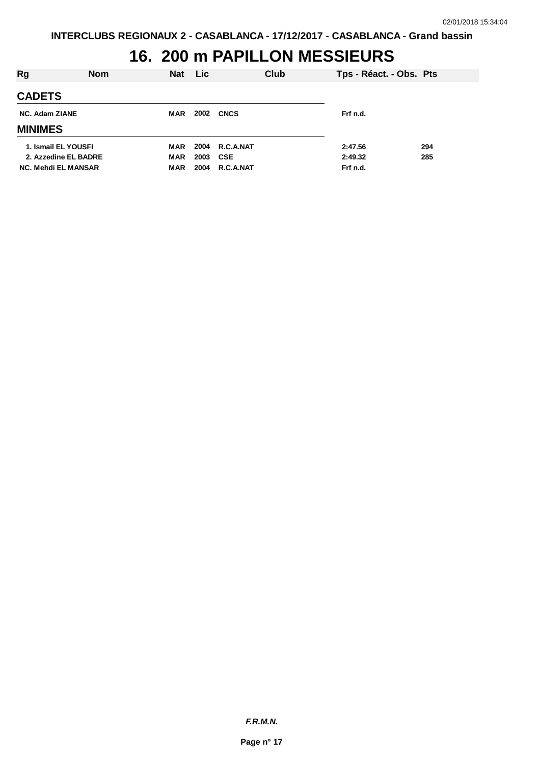# 16. 200 m PAPILLON MESSIEURS

| Rg | Nom | Nat | Lic | Club | Tps - Réact. - Obs. | Pts |
|---|---|---|---|---|---|---|
| **CADETS** | | | | | | |
| NC. | Adam ZIANE | MAR | 2002 | CNCS | Frf n.d. | |
| **MINIMES** | | | | | | |
| 1. | Ismail EL YOUSFI | MAR | 2004 | R.C.A.NAT | 2:47.56 | 294 |
| 2. | Azzedine EL BADRE | MAR | 2003 | CSE | 2:49.32 | 285 |
| NC. | Mehdi EL MANSAR | MAR | 2004 | R.C.A.NAT | Frf n.d. | |

***F.R.M.N.***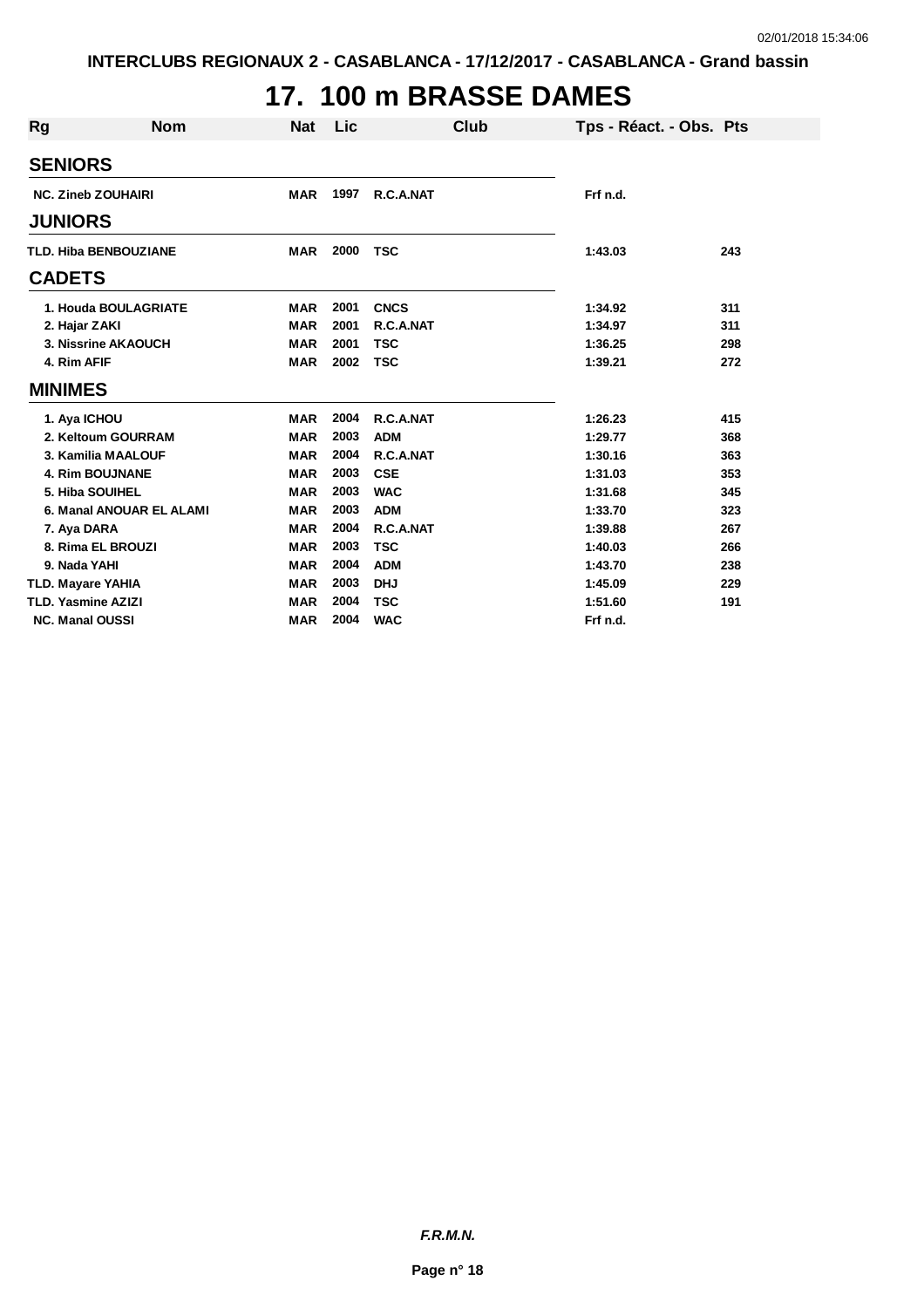# 17. 100 m BRASSE DAMES

| Rg | Nom | Nat | Lic | Club | Tps - Réact. - Obs. | Pts |
|---|---|---|---|---|---|---|
| **SENIORS** | | | | | | |
| NC. | Zineb ZOUHAIRI | MAR | 1997 | R.C.A.NAT | Frf n.d. | |
| **JUNIORS** | | | | | | |
| TLD. | Hiba BENBOUZIANE | MAR | 2000 | TSC | 1:43.03 | 243 |
| **CADETS** | | | | | | |
| 1. | Houda BOULAGRIATE | MAR | 2001 | CNCS | 1:34.92 | 311 |
| 2. | Hajar ZAKI | MAR | 2001 | R.C.A.NAT | 1:34.97 | 311 |
| 3. | Nissrine AKAOUCH | MAR | 2001 | TSC | 1:36.25 | 298 |
| 4. | Rim AFIF | MAR | 2002 | TSC | 1:39.21 | 272 |
| **MINIMES** | | | | | | |
| 1. | Aya ICHOU | MAR | 2004 | R.C.A.NAT | 1:26.23 | 415 |
| 2. | Keltoum GOURRAM | MAR | 2003 | ADM | 1:29.77 | 368 |
| 3. | Kamilia MAALOUF | MAR | 2004 | R.C.A.NAT | 1:30.16 | 363 |
| 4. | Rim BOUJNANE | MAR | 2003 | CSE | 1:31.03 | 353 |
| 5. | Hiba SOUIHEL | MAR | 2003 | WAC | 1:31.68 | 345 |
| 6. | Manal ANOUAR EL ALAMI | MAR | 2003 | ADM | 1:33.70 | 323 |
| 7. | Aya DARA | MAR | 2004 | R.C.A.NAT | 1:39.88 | 267 |
| 8. | Rima EL BROUZI | MAR | 2003 | TSC | 1:40.03 | 266 |
| 9. | Nada YAHI | MAR | 2004 | ADM | 1:43.70 | 238 |
| TLD. | Mayare YAHIA | MAR | 2003 | DHJ | 1:45.09 | 229 |
| TLD. | Yasmine AZIZI | MAR | 2004 | TSC | 1:51.60 | 191 |
| NC. | Manal OUSSI | MAR | 2004 | WAC | Frf n.d. | |

*F.R.M.N.*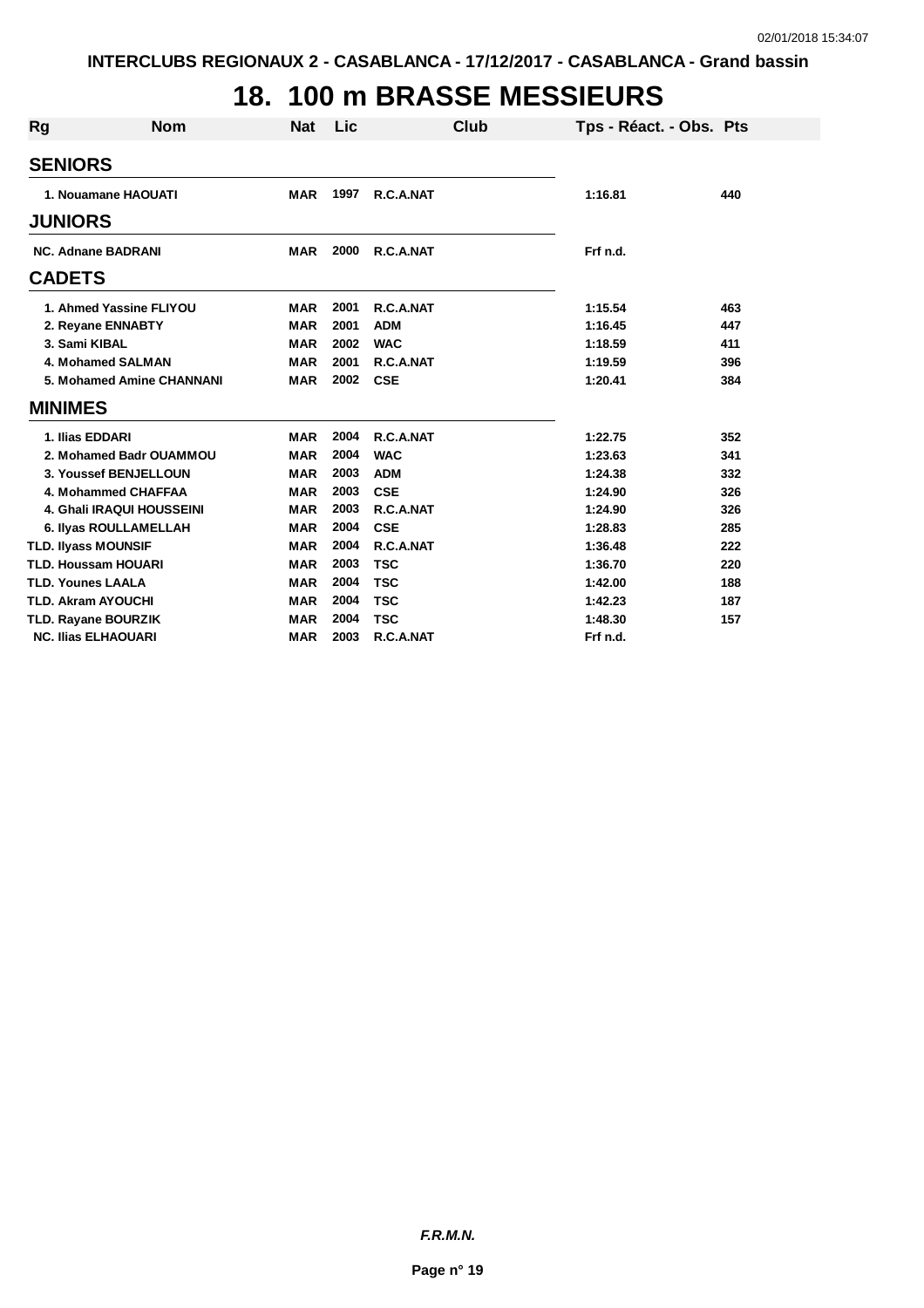INTERCLUBS REGIONAUX 2 - CASABLANCA - 17/12/2017 - CASABLANCA - Grand bassin

# 18. 100 m BRASSE MESSIEURS

| Rg | Nom | Nat | Lic | Club | Tps - Réact. - Obs. | Pts |
|---|---|---|---|---|---|---|
| **SENIORS** | | | | | | |
| 1. | Nouamane HAOUATI | MAR | 1997 | R.C.A.NAT | 1:16.81 | 440 |
| **JUNIORS** | | | | | | |
| NC. | Adnane BADRANI | MAR | 2000 | R.C.A.NAT | Frf n.d. | |
| **CADETS** | | | | | | |
| 1. | Ahmed Yassine FLIYOU | MAR | 2001 | R.C.A.NAT | 1:15.54 | 463 |
| 2. | Reyane ENNABTY | MAR | 2001 | ADM | 1:16.45 | 447 |
| 3. | Sami KIBAL | MAR | 2002 | WAC | 1:18.59 | 411 |
| 4. | Mohamed SALMAN | MAR | 2001 | R.C.A.NAT | 1:19.59 | 396 |
| 5. | Mohamed Amine CHANNANI | MAR | 2002 | CSE | 1:20.41 | 384 |
| **MINIMES** | | | | | | |
| 1. | Ilias EDDARI | MAR | 2004 | R.C.A.NAT | 1:22.75 | 352 |
| 2. | Mohamed Badr OUAMMOU | MAR | 2004 | WAC | 1:23.63 | 341 |
| 3. | Youssef BENJELLOUN | MAR | 2003 | ADM | 1:24.38 | 332 |
| 4. | Mohammed CHAFFAA | MAR | 2003 | CSE | 1:24.90 | 326 |
| 4. | Ghali IRAQUI HOUSSEINI | MAR | 2003 | R.C.A.NAT | 1:24.90 | 326 |
| 6. | Ilyas ROULLAMELLAH | MAR | 2004 | CSE | 1:28.83 | 285 |
| TLD. | Ilyass MOUNSIF | MAR | 2004 | R.C.A.NAT | 1:36.48 | 222 |
| TLD. | Houssam HOUARI | MAR | 2003 | TSC | 1:36.70 | 220 |
| TLD. | Younes LAALA | MAR | 2004 | TSC | 1:42.00 | 188 |
| TLD. | Akram AYOUCHI | MAR | 2004 | TSC | 1:42.23 | 187 |
| TLD. | Rayane BOURZIK | MAR | 2004 | TSC | 1:48.30 | 157 |
| NC. | Ilias ELHAOUARI | MAR | 2003 | R.C.A.NAT | Frf n.d. | |

*F.R.M.N.*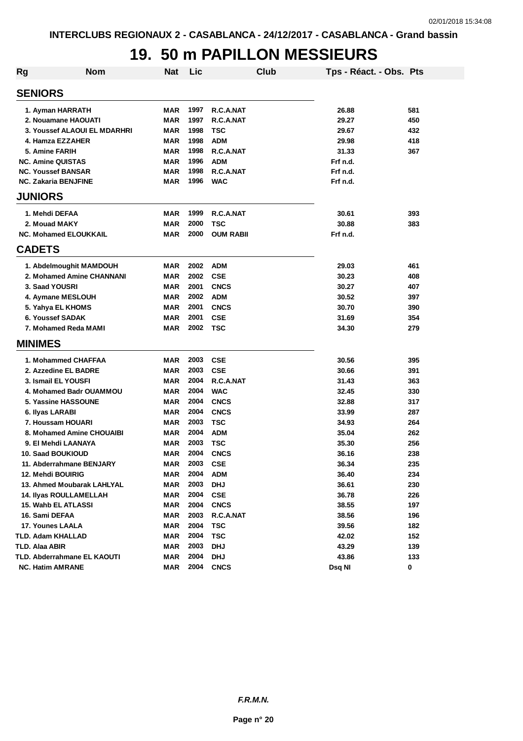# 19. 50 m PAPILLON MESSIEURS

| Rg | Nom | Nat | Lic | Club | Tps - Réact. - Obs. | Pts |
|---|---|---|---|---|---|---|
| **SENIORS** | | | | | | |
| 1. | Ayman HARRATH | MAR | 1997 | R.C.A.NAT | 26.88 | 581 |
| 2. | Nouamane HAOUATI | MAR | 1997 | R.C.A.NAT | 29.27 | 450 |
| 3. | Youssef ALAOUI EL MDARHRI | MAR | 1998 | TSC | 29.67 | 432 |
| 4. | Hamza EZZAHER | MAR | 1998 | ADM | 29.98 | 418 |
| 5. | Amine FARIH | MAR | 1998 | R.C.A.NAT | 31.33 | 367 |
| NC. | Amine QUISTAS | MAR | 1996 | ADM | Frf n.d. | |
| NC. | Youssef BANSAR | MAR | 1998 | R.C.A.NAT | Frf n.d. | |
| NC. | Zakaria BENJFINE | MAR | 1996 | WAC | Frf n.d. | |
| **JUNIORS** | | | | | | |
| 1. | Mehdi DEFAA | MAR | 1999 | R.C.A.NAT | 30.61 | 393 |
| 2. | Mouad MAKY | MAR | 2000 | TSC | 30.88 | 383 |
| NC. | Mohamed ELOUKKAIL | MAR | 2000 | OUM RABII | Frf n.d. | |
| **CADETS** | | | | | | |
| 1. | Abdelmoughit MAMDOUH | MAR | 2002 | ADM | 29.03 | 461 |
| 2. | Mohamed Amine CHANNANI | MAR | 2002 | CSE | 30.23 | 408 |
| 3. | Saad YOUSRI | MAR | 2001 | CNCS | 30.27 | 407 |
| 4. | Aymane MESLOUH | MAR | 2002 | ADM | 30.52 | 397 |
| 5. | Yahya EL KHOMS | MAR | 2001 | CNCS | 30.70 | 390 |
| 6. | Youssef SADAK | MAR | 2001 | CSE | 31.69 | 354 |
| 7. | Mohamed Reda MAMI | MAR | 2002 | TSC | 34.30 | 279 |
| **MINIMES** | | | | | | |
| 1. | Mohammed CHAFFAA | MAR | 2003 | CSE | 30.56 | 395 |
| 2. | Azzedine EL BADRE | MAR | 2003 | CSE | 30.66 | 391 |
| 3. | Ismail EL YOUSFI | MAR | 2004 | R.C.A.NAT | 31.43 | 363 |
| 4. | Mohamed Badr OUAMMOU | MAR | 2004 | WAC | 32.45 | 330 |
| 5. | Yassine HASSOUNE | MAR | 2004 | CNCS | 32.88 | 317 |
| 6. | Ilyas LARABI | MAR | 2004 | CNCS | 33.99 | 287 |
| 7. | Houssam HOUARI | MAR | 2003 | TSC | 34.93 | 264 |
| 8. | Mohamed Amine CHOUAIBI | MAR | 2004 | ADM | 35.04 | 262 |
| 9. | El Mehdi LAANAYA | MAR | 2003 | TSC | 35.30 | 256 |
| 10. | Saad BOUKIOUD | MAR | 2004 | CNCS | 36.16 | 238 |
| 11. | Abderrahmane BENJARY | MAR | 2003 | CSE | 36.34 | 235 |
| 12. | Mehdi BOUIRIG | MAR | 2004 | ADM | 36.40 | 234 |
| 13. | Ahmed Moubarak LAHLYAL | MAR | 2003 | DHJ | 36.61 | 230 |
| 14. | Ilyas ROULLAMELLAH | MAR | 2004 | CSE | 36.78 | 226 |
| 15. | Wahb EL ATLASSI | MAR | 2004 | CNCS | 38.55 | 197 |
| 16. | Sami DEFAA | MAR | 2003 | R.C.A.NAT | 38.56 | 196 |
| 17. | Younes LAALA | MAR | 2004 | TSC | 39.56 | 182 |
| TLD. | Adam KHALLAD | MAR | 2004 | TSC | 42.02 | 152 |
| TLD. | Alaa ABIR | MAR | 2003 | DHJ | 43.29 | 139 |
| TLD. | Abderrahmane EL KAOUTI | MAR | 2004 | DHJ | 43.86 | 133 |
| NC. | Hatim AMRANE | MAR | 2004 | CNCS | Dsq NI | 0 |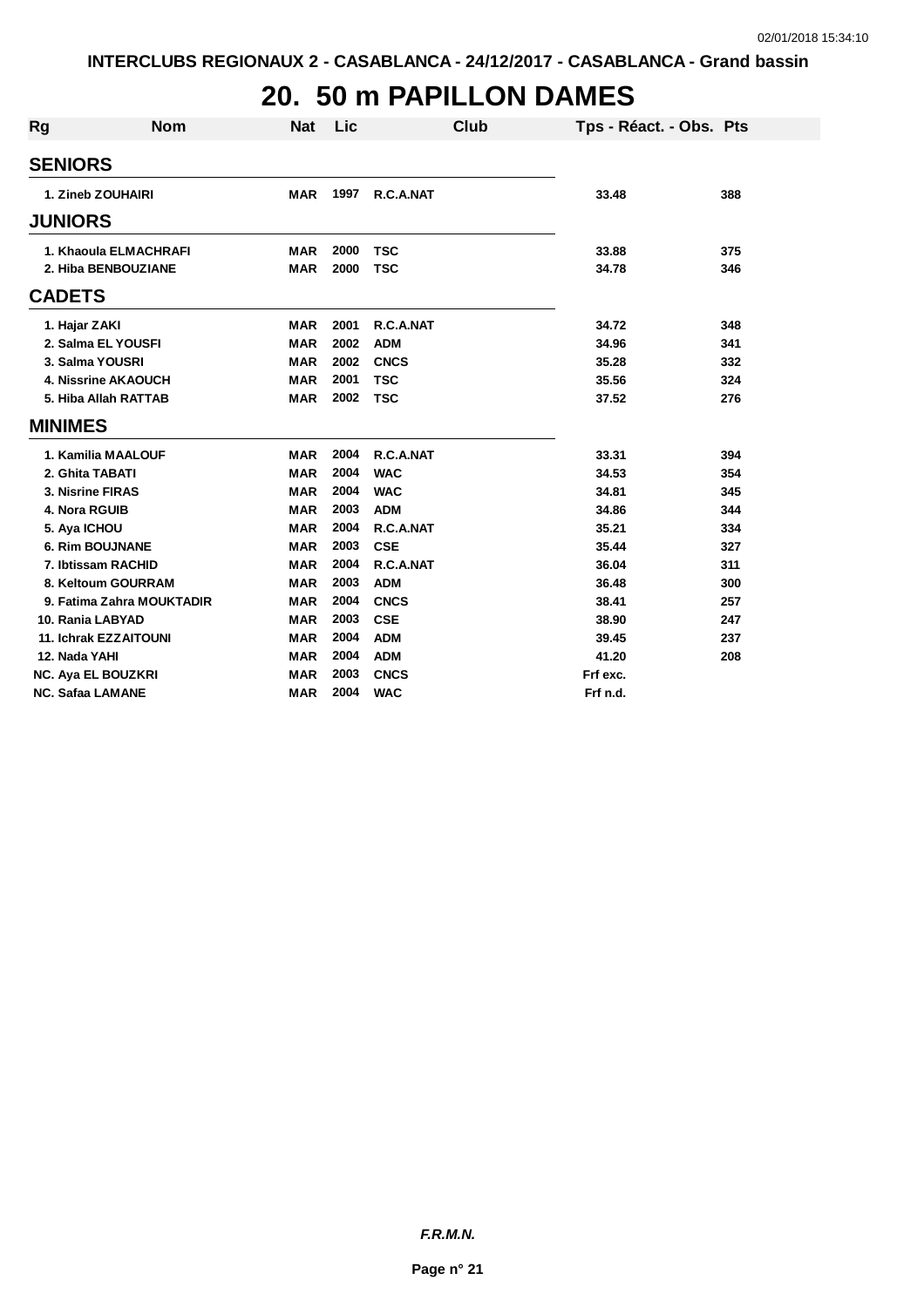INTERCLUBS REGIONAUX 2 - CASABLANCA - 24/12/2017 - CASABLANCA - Grand bassin

# 20. 50 m PAPILLON DAMES

| Rg | Nom | Nat | Lic | Club | Tps - Réact. - Obs. | Pts |
|---|---|---|---|---|---|---|
| **SENIORS** | | | | | | |
| 1. | Zineb ZOUHAIRI | MAR | 1997 | R.C.A.NAT | 33.48 | 388 |
| **JUNIORS** | | | | | | |
| 1. | Khaoula ELMACHRAFI | MAR | 2000 | TSC | 33.88 | 375 |
| 2. | Hiba BENBOUZIANE | MAR | 2000 | TSC | 34.78 | 346 |
| **CADETS** | | | | | | |
| 1. | Hajar ZAKI | MAR | 2001 | R.C.A.NAT | 34.72 | 348 |
| 2. | Salma EL YOUSFI | MAR | 2002 | ADM | 34.96 | 341 |
| 3. | Salma YOUSRI | MAR | 2002 | CNCS | 35.28 | 332 |
| 4. | Nissrine AKAOUCH | MAR | 2001 | TSC | 35.56 | 324 |
| 5. | Hiba Allah RATTAB | MAR | 2002 | TSC | 37.52 | 276 |
| **MINIMES** | | | | | | |
| 1. | Kamilia MAALOUF | MAR | 2004 | R.C.A.NAT | 33.31 | 394 |
| 2. | Ghita TABATI | MAR | 2004 | WAC | 34.53 | 354 |
| 3. | Nisrine FIRAS | MAR | 2004 | WAC | 34.81 | 345 |
| 4. | Nora RGUIB | MAR | 2003 | ADM | 34.86 | 344 |
| 5. | Aya ICHOU | MAR | 2004 | R.C.A.NAT | 35.21 | 334 |
| 6. | Rim BOUJNANE | MAR | 2003 | CSE | 35.44 | 327 |
| 7. | Ibtissam RACHID | MAR | 2004 | R.C.A.NAT | 36.04 | 311 |
| 8. | Keltoum GOURRAM | MAR | 2003 | ADM | 36.48 | 300 |
| 9. | Fatima Zahra MOUKTADIR | MAR | 2004 | CNCS | 38.41 | 257 |
| 10. | Rania LABYAD | MAR | 2003 | CSE | 38.90 | 247 |
| 11. | Ichrak EZZAITOUNI | MAR | 2004 | ADM | 39.45 | 237 |
| 12. | Nada YAHI | MAR | 2004 | ADM | 41.20 | 208 |
| NC. | Aya EL BOUZKRI | MAR | 2003 | CNCS | Frf exc. | |
| NC. | Safaa LAMANE | MAR | 2004 | WAC | Frf n.d. | |

*F.R.M.N.*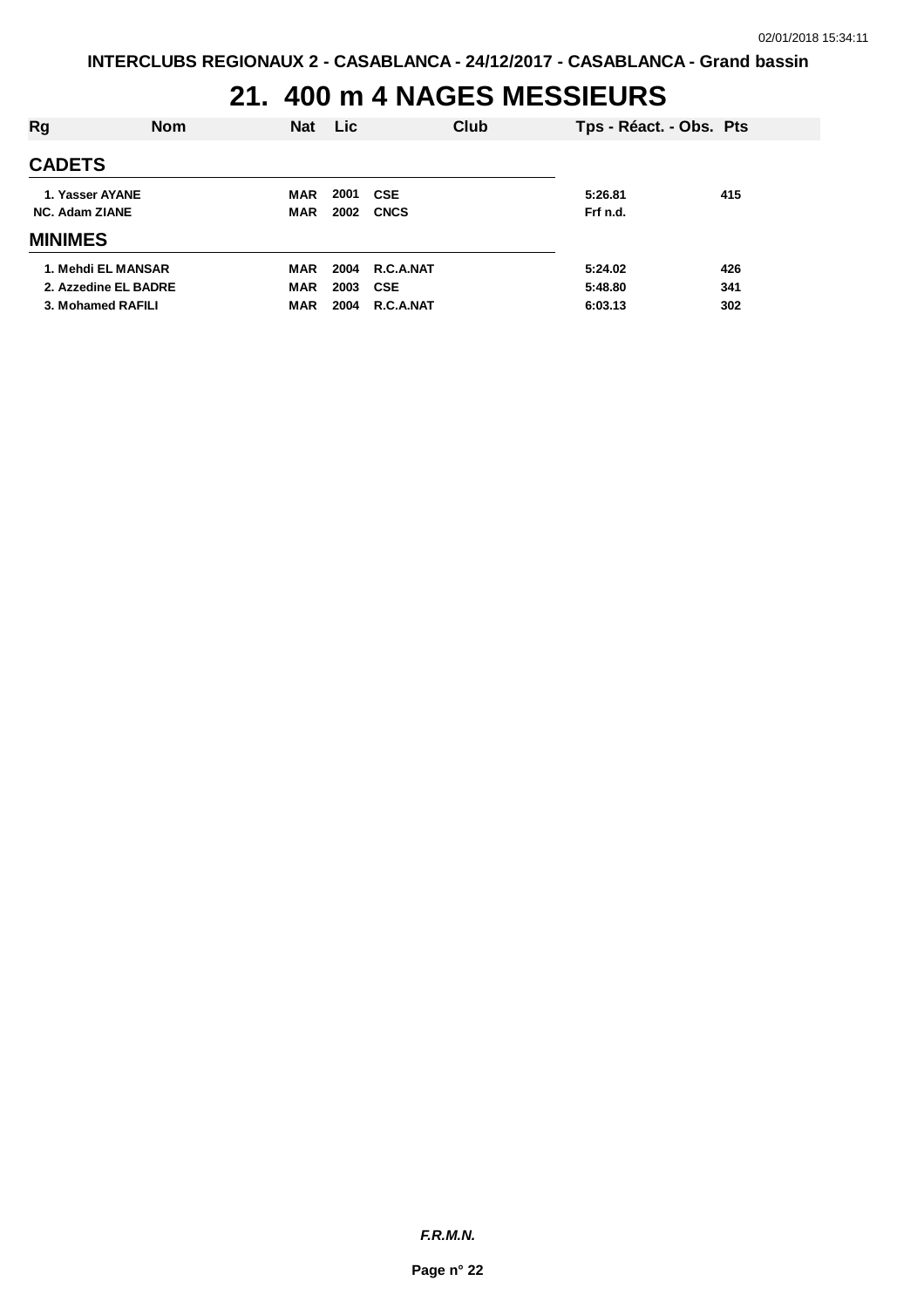# 21. 400 m 4 NAGES MESSIEURS

| Rg | Nom | Nat | Lic | Club | Tps - Réact. - Obs. | Pts |
|---|---|---|---|---|---|---|
| **CADETS** | | | | | | |
| 1. | Yasser AYANE | MAR | 2001 | CSE | 5:26.81 | 415 |
| NC. | Adam ZIANE | MAR | 2002 | CNCS | Frf n.d. | |
| **MINIMES** | | | | | | |
| 1. | Mehdi EL MANSAR | MAR | 2004 | R.C.A.NAT | 5:24.02 | 426 |
| 2. | Azzedine EL BADRE | MAR | 2003 | CSE | 5:48.80 | 341 |
| 3. | Mohamed RAFILI | MAR | 2004 | R.C.A.NAT | 6:03.13 | 302 |

***F.R.M.N.***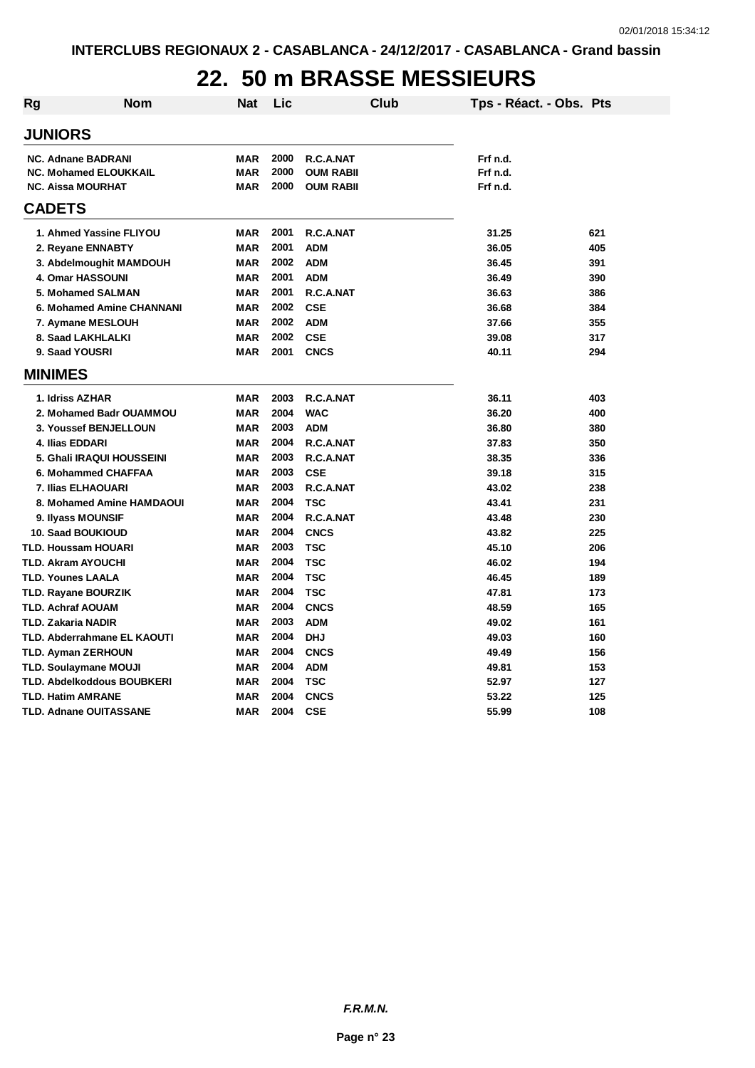INTERCLUBS REGIONAUX 2 - CASABLANCA - 24/12/2017 - CASABLANCA - Grand bassin

# 22. 50 m BRASSE MESSIEURS

| Rg | Nom | Nat | Lic | Club | Tps - Réact. - Obs. | Pts |
|---|---|---|---|---|---|---|
| **JUNIORS** | | | | | | |
| NC. | Adnane BADRANI | MAR | 2000 | R.C.A.NAT | Frf n.d. | |
| NC. | Mohamed ELOUKKAIL | MAR | 2000 | OUM RABII | Frf n.d. | |
| NC. | Aissa MOURHAT | MAR | 2000 | OUM RABII | Frf n.d. | |
| **CADETS** | | | | | | |
| 1. | Ahmed Yassine FLIYOU | MAR | 2001 | R.C.A.NAT | 31.25 | 621 |
| 2. | Reyane ENNABTY | MAR | 2001 | ADM | 36.05 | 405 |
| 3. | Abdelmoughit MAMDOUH | MAR | 2002 | ADM | 36.45 | 391 |
| 4. | Omar HASSOUNI | MAR | 2001 | ADM | 36.49 | 390 |
| 5. | Mohamed SALMAN | MAR | 2001 | R.C.A.NAT | 36.63 | 386 |
| 6. | Mohamed Amine CHANNANI | MAR | 2002 | CSE | 36.68 | 384 |
| 7. | Aymane MESLOUH | MAR | 2002 | ADM | 37.66 | 355 |
| 8. | Saad LAKHLALKI | MAR | 2002 | CSE | 39.08 | 317 |
| 9. | Saad YOUSRI | MAR | 2001 | CNCS | 40.11 | 294 |
| **MINIMES** | | | | | | |
| 1. | Idriss AZHAR | MAR | 2003 | R.C.A.NAT | 36.11 | 403 |
| 2. | Mohamed Badr OUAMMOU | MAR | 2004 | WAC | 36.20 | 400 |
| 3. | Youssef BENJELLOUN | MAR | 2003 | ADM | 36.80 | 380 |
| 4. | Ilias EDDARI | MAR | 2004 | R.C.A.NAT | 37.83 | 350 |
| 5. | Ghali IRAQUI HOUSSEINI | MAR | 2003 | R.C.A.NAT | 38.35 | 336 |
| 6. | Mohammed CHAFFAA | MAR | 2003 | CSE | 39.18 | 315 |
| 7. | Ilias ELHAOUARI | MAR | 2003 | R.C.A.NAT | 43.02 | 238 |
| 8. | Mohamed Amine HAMDAOUI | MAR | 2004 | TSC | 43.41 | 231 |
| 9. | Ilyass MOUNSIF | MAR | 2004 | R.C.A.NAT | 43.48 | 230 |
| 10. | Saad BOUKIOUD | MAR | 2004 | CNCS | 43.82 | 225 |
| TLD. | Houssam HOUARI | MAR | 2003 | TSC | 45.10 | 206 |
| TLD. | Akram AYOUCHI | MAR | 2004 | TSC | 46.02 | 194 |
| TLD. | Younes LAALA | MAR | 2004 | TSC | 46.45 | 189 |
| TLD. | Rayane BOURZIK | MAR | 2004 | TSC | 47.81 | 173 |
| TLD. | Achraf AOUAM | MAR | 2004 | CNCS | 48.59 | 165 |
| TLD. | Zakaria NADIR | MAR | 2003 | ADM | 49.02 | 161 |
| TLD. | Abderrahmane EL KAOUTI | MAR | 2004 | DHJ | 49.03 | 160 |
| TLD. | Ayman ZERHOUN | MAR | 2004 | CNCS | 49.49 | 156 |
| TLD. | Soulaymane MOUJI | MAR | 2004 | ADM | 49.81 | 153 |
| TLD. | Abdelkoddous BOUBKERI | MAR | 2004 | TSC | 52.97 | 127 |
| TLD. | Hatim AMRANE | MAR | 2004 | CNCS | 53.22 | 125 |
| TLD. | Adnane OUITASSANE | MAR | 2004 | CSE | 55.99 | 108 |

*F.R.M.N.*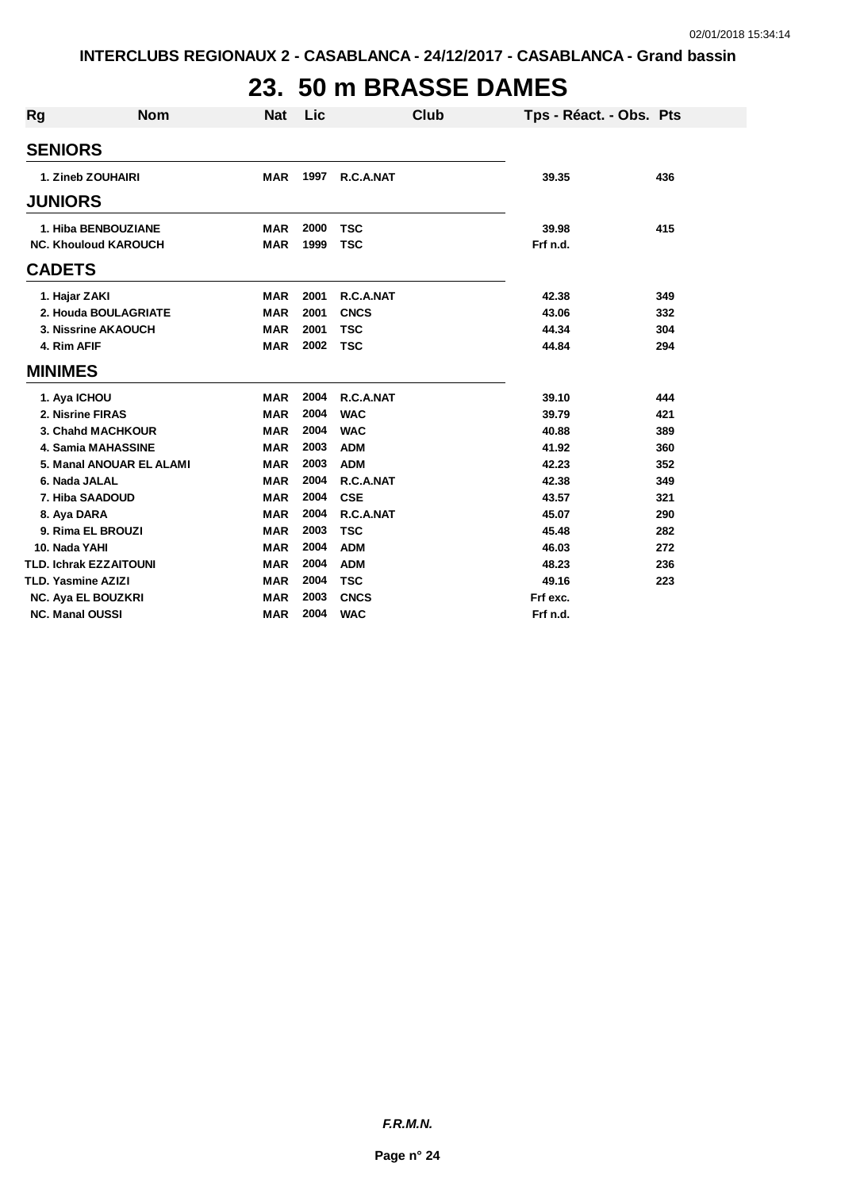INTERCLUBS REGIONAUX 2 - CASABLANCA - 24/12/2017 - CASABLANCA - Grand bassin

# 23. 50 m BRASSE DAMES

| Rg | Nom | Nat | Lic | Club | Tps - Réact. - Obs. | Pts |
|---|---|---|---|---|---|---|
| **SENIORS** | | | | | | |
| 1. | Zineb ZOUHAIRI | MAR | 1997 | R.C.A.NAT | 39.35 | 436 |
| **JUNIORS** | | | | | | |
| 1. | Hiba BENBOUZIANE | MAR | 2000 | TSC | 39.98 | 415 |
| NC. | Khouloud KAROUCH | MAR | 1999 | TSC | Frf n.d. | |
| **CADETS** | | | | | | |
| 1. | Hajar ZAKI | MAR | 2001 | R.C.A.NAT | 42.38 | 349 |
| 2. | Houda BOULAGRIATE | MAR | 2001 | CNCS | 43.06 | 332 |
| 3. | Nissrine AKAOUCH | MAR | 2001 | TSC | 44.34 | 304 |
| 4. | Rim AFIF | MAR | 2002 | TSC | 44.84 | 294 |
| **MINIMES** | | | | | | |
| 1. | Aya ICHOU | MAR | 2004 | R.C.A.NAT | 39.10 | 444 |
| 2. | Nisrine FIRAS | MAR | 2004 | WAC | 39.79 | 421 |
| 3. | Chahd MACHKOUR | MAR | 2004 | WAC | 40.88 | 389 |
| 4. | Samia MAHASSINE | MAR | 2003 | ADM | 41.92 | 360 |
| 5. | Manal ANOUAR EL ALAMI | MAR | 2003 | ADM | 42.23 | 352 |
| 6. | Nada JALAL | MAR | 2004 | R.C.A.NAT | 42.38 | 349 |
| 7. | Hiba SAADOUD | MAR | 2004 | CSE | 43.57 | 321 |
| 8. | Aya DARA | MAR | 2004 | R.C.A.NAT | 45.07 | 290 |
| 9. | Rima EL BROUZI | MAR | 2003 | TSC | 45.48 | 282 |
| 10. | Nada YAHI | MAR | 2004 | ADM | 46.03 | 272 |
| TLD. | Ichrak EZZAITOUNI | MAR | 2004 | ADM | 48.23 | 236 |
| TLD. | Yasmine AZIZI | MAR | 2004 | TSC | 49.16 | 223 |
| NC. | Aya EL BOUZKRI | MAR | 2003 | CNCS | Frf exc. | |
| NC. | Manal OUSSI | MAR | 2004 | WAC | Frf n.d. | |

*F.R.M.N.*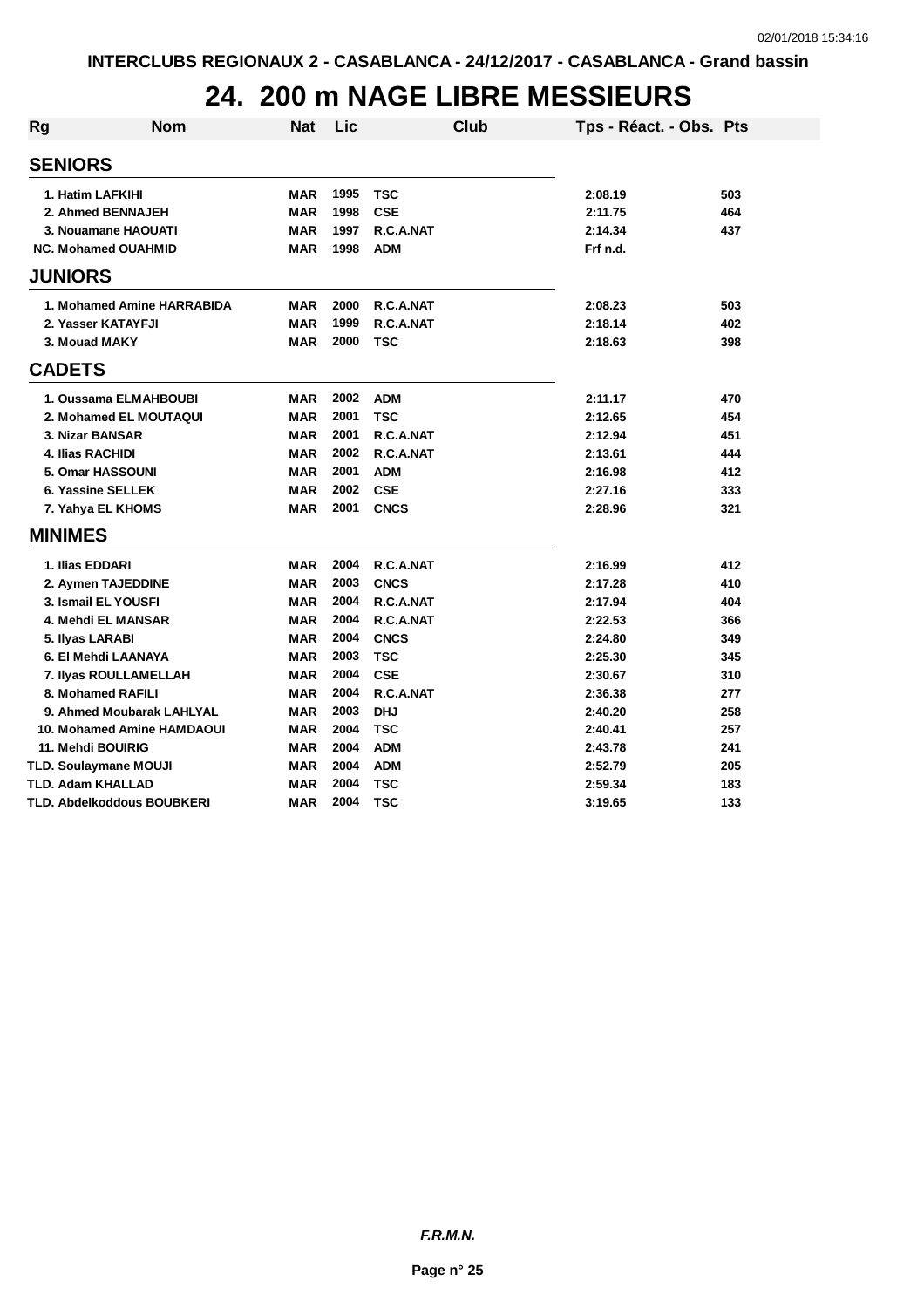INTERCLUBS REGIONAUX 2 - CASABLANCA - 24/12/2017 - CASABLANCA - Grand bassin

# 24. 200 m NAGE LIBRE MESSIEURS

| Rg | Nom | Nat | Lic | Club | Tps - Réact. - Obs. | Pts |
|---|---|---|---|---|---|---|
| **SENIORS** | | | | | | |
| 1. | Hatim LAFKIHI | MAR | 1995 | TSC | 2:08.19 | 503 |
| 2. | Ahmed BENNAJEH | MAR | 1998 | CSE | 2:11.75 | 464 |
| 3. | Nouamane HAOUATI | MAR | 1997 | R.C.A.NAT | 2:14.34 | 437 |
| NC. | Mohamed OUAHMID | MAR | 1998 | ADM | Frf n.d. | |
| **JUNIORS** | | | | | | |
| 1. | Mohamed Amine HARRABIDA | MAR | 2000 | R.C.A.NAT | 2:08.23 | 503 |
| 2. | Yasser KATAYFJI | MAR | 1999 | R.C.A.NAT | 2:18.14 | 402 |
| 3. | Mouad MAKY | MAR | 2000 | TSC | 2:18.63 | 398 |
| **CADETS** | | | | | | |
| 1. | Oussama ELMAHBOUBI | MAR | 2002 | ADM | 2:11.17 | 470 |
| 2. | Mohamed EL MOUTAQUI | MAR | 2001 | TSC | 2:12.65 | 454 |
| 3. | Nizar BANSAR | MAR | 2001 | R.C.A.NAT | 2:12.94 | 451 |
| 4. | Ilias RACHIDI | MAR | 2002 | R.C.A.NAT | 2:13.61 | 444 |
| 5. | Omar HASSOUNI | MAR | 2001 | ADM | 2:16.98 | 412 |
| 6. | Yassine SELLEK | MAR | 2002 | CSE | 2:27.16 | 333 |
| 7. | Yahya EL KHOMS | MAR | 2001 | CNCS | 2:28.96 | 321 |
| **MINIMES** | | | | | | |
| 1. | Ilias EDDARI | MAR | 2004 | R.C.A.NAT | 2:16.99 | 412 |
| 2. | Aymen TAJEDDINE | MAR | 2003 | CNCS | 2:17.28 | 410 |
| 3. | Ismail EL YOUSFI | MAR | 2004 | R.C.A.NAT | 2:17.94 | 404 |
| 4. | Mehdi EL MANSAR | MAR | 2004 | R.C.A.NAT | 2:22.53 | 366 |
| 5. | Ilyas LARABI | MAR | 2004 | CNCS | 2:24.80 | 349 |
| 6. | El Mehdi LAANAYA | MAR | 2003 | TSC | 2:25.30 | 345 |
| 7. | Ilyas ROULLAMELLAH | MAR | 2004 | CSE | 2:30.67 | 310 |
| 8. | Mohamed RAFILI | MAR | 2004 | R.C.A.NAT | 2:36.38 | 277 |
| 9. | Ahmed Moubarak LAHLYAL | MAR | 2003 | DHJ | 2:40.20 | 258 |
| 10. | Mohamed Amine HAMDAOUI | MAR | 2004 | TSC | 2:40.41 | 257 |
| 11. | Mehdi BOUIRIG | MAR | 2004 | ADM | 2:43.78 | 241 |
| TLD. | Soulaymane MOUJI | MAR | 2004 | ADM | 2:52.79 | 205 |
| TLD. | Adam KHALLAD | MAR | 2004 | TSC | 2:59.34 | 183 |
| TLD. | Abdelkoddous BOUBKERI | MAR | 2004 | TSC | 3:19.65 | 133 |

*F.R.M.N.*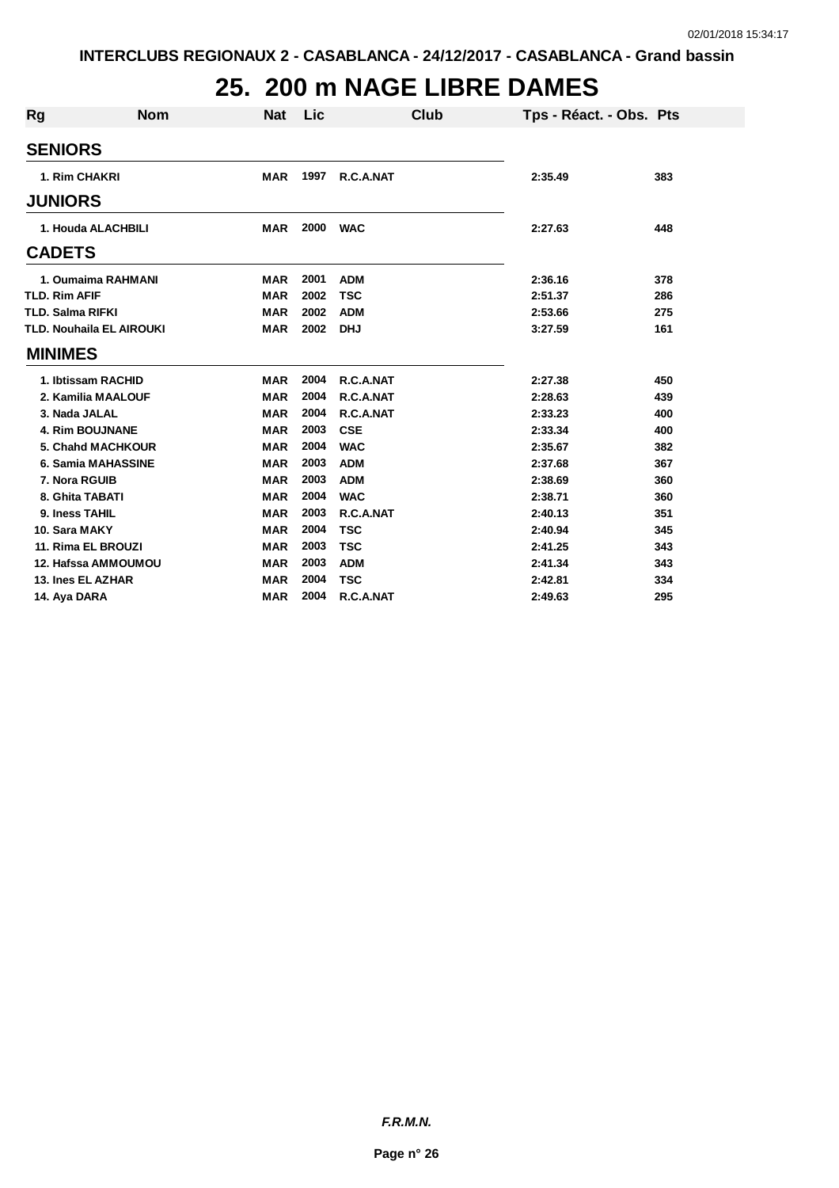# 25. 200 m NAGE LIBRE DAMES

| Rg | Nom | Nat | Lic | Club | Tps - Réact. - Obs. | Pts |
|---|---|---|---|---|---|---|
| **SENIORS** | | | | | | |
| 1. | Rim CHAKRI | MAR | 1997 | R.C.A.NAT | 2:35.49 | 383 |
| **JUNIORS** | | | | | | |
| 1. | Houda ALACHBILI | MAR | 2000 | WAC | 2:27.63 | 448 |
| **CADETS** | | | | | | |
| 1. | Oumaima RAHMANI | MAR | 2001 | ADM | 2:36.16 | 378 |
| TLD. | Rim AFIF | MAR | 2002 | TSC | 2:51.37 | 286 |
| TLD. | Salma RIFKI | MAR | 2002 | ADM | 2:53.66 | 275 |
| TLD. | Nouhaila EL AIROUKI | MAR | 2002 | DHJ | 3:27.59 | 161 |
| **MINIMES** | | | | | | |
| 1. | Ibtissam RACHID | MAR | 2004 | R.C.A.NAT | 2:27.38 | 450 |
| 2. | Kamilia MAALOUF | MAR | 2004 | R.C.A.NAT | 2:28.63 | 439 |
| 3. | Nada JALAL | MAR | 2004 | R.C.A.NAT | 2:33.23 | 400 |
| 4. | Rim BOUJNANE | MAR | 2003 | CSE | 2:33.34 | 400 |
| 5. | Chahd MACHKOUR | MAR | 2004 | WAC | 2:35.67 | 382 |
| 6. | Samia MAHASSINE | MAR | 2003 | ADM | 2:37.68 | 367 |
| 7. | Nora RGUIB | MAR | 2003 | ADM | 2:38.69 | 360 |
| 8. | Ghita TABATI | MAR | 2004 | WAC | 2:38.71 | 360 |
| 9. | Iness TAHIL | MAR | 2003 | R.C.A.NAT | 2:40.13 | 351 |
| 10. | Sara MAKY | MAR | 2004 | TSC | 2:40.94 | 345 |
| 11. | Rima EL BROUZI | MAR | 2003 | TSC | 2:41.25 | 343 |
| 12. | Hafssa AMMOUMOU | MAR | 2003 | ADM | 2:41.34 | 343 |
| 13. | Ines EL AZHAR | MAR | 2004 | TSC | 2:42.81 | 334 |
| 14. | Aya DARA | MAR | 2004 | R.C.A.NAT | 2:49.63 | 295 |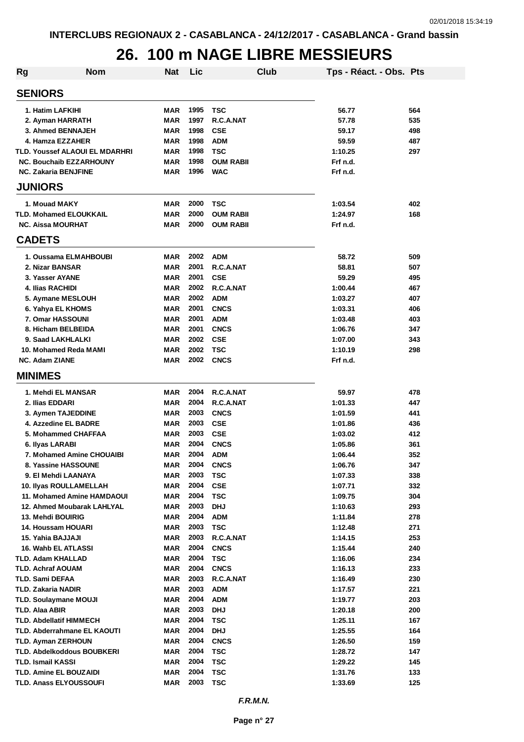INTERCLUBS REGIONAUX 2 - CASABLANCA - 24/12/2017 - CASABLANCA - Grand bassin

# 26. 100 m NAGE LIBRE MESSIEURS

| Rg | Nom | Nat | Lic | Club | Tps - Réact. - Obs. | Pts |
|---|---|---|---|---|---|---|
| **SENIORS** | | | | | | |
| 1. | Hatim LAFKIHI | MAR | 1995 | TSC | 56.77 | 564 |
| 2. | Ayman HARRATH | MAR | 1997 | R.C.A.NAT | 57.78 | 535 |
| 3. | Ahmed BENNAJEH | MAR | 1998 | CSE | 59.17 | 498 |
| 4. | Hamza EZZAHER | MAR | 1998 | ADM | 59.59 | 487 |
| TLD. | Youssef ALAOUI EL MDARHRI | MAR | 1998 | TSC | 1:10.25 | 297 |
| NC. | Bouchaib EZZARHOUNY | MAR | 1998 | OUM RABII | Frf n.d. | |
| NC. | Zakaria BENJFINE | MAR | 1996 | WAC | Frf n.d. | |
| **JUNIORS** | | | | | | |
| 1. | Mouad MAKY | MAR | 2000 | TSC | 1:03.54 | 402 |
| TLD. | Mohamed ELOUKKAIL | MAR | 2000 | OUM RABII | 1:24.97 | 168 |
| NC. | Aissa MOURHAT | MAR | 2000 | OUM RABII | Frf n.d. | |
| **CADETS** | | | | | | |
| 1. | Oussama ELMAHBOUBI | MAR | 2002 | ADM | 58.72 | 509 |
| 2. | Nizar BANSAR | MAR | 2001 | R.C.A.NAT | 58.81 | 507 |
| 3. | Yasser AYANE | MAR | 2001 | CSE | 59.29 | 495 |
| 4. | Ilias RACHIDI | MAR | 2002 | R.C.A.NAT | 1:00.44 | 467 |
| 5. | Aymane MESLOUH | MAR | 2002 | ADM | 1:03.27 | 407 |
| 6. | Yahya EL KHOMS | MAR | 2001 | CNCS | 1:03.31 | 406 |
| 7. | Omar HASSOUNI | MAR | 2001 | ADM | 1:03.48 | 403 |
| 8. | Hicham BELBEIDA | MAR | 2001 | CNCS | 1:06.76 | 347 |
| 9. | Saad LAKHLALKI | MAR | 2002 | CSE | 1:07.00 | 343 |
| 10. | Mohamed Reda MAMI | MAR | 2002 | TSC | 1:10.19 | 298 |
| NC. | Adam ZIANE | MAR | 2002 | CNCS | Frf n.d. | |
| **MINIMES** | | | | | | |
| 1. | Mehdi EL MANSAR | MAR | 2004 | R.C.A.NAT | 59.97 | 478 |
| 2. | Ilias EDDARI | MAR | 2004 | R.C.A.NAT | 1:01.33 | 447 |
| 3. | Aymen TAJEDDINE | MAR | 2003 | CNCS | 1:01.59 | 441 |
| 4. | Azzedine EL BADRE | MAR | 2003 | CSE | 1:01.86 | 436 |
| 5. | Mohammed CHAFFAA | MAR | 2003 | CSE | 1:03.02 | 412 |
| 6. | Ilyas LARABI | MAR | 2004 | CNCS | 1:05.86 | 361 |
| 7. | Mohamed Amine CHOUAIBI | MAR | 2004 | ADM | 1:06.44 | 352 |
| 8. | Yassine HASSOUNE | MAR | 2004 | CNCS | 1:06.76 | 347 |
| 9. | El Mehdi LAANAYA | MAR | 2003 | TSC | 1:07.33 | 338 |
| 10. | Ilyas ROULLAMELLAH | MAR | 2004 | CSE | 1:07.71 | 332 |
| 11. | Mohamed Amine HAMDAOUI | MAR | 2004 | TSC | 1:09.75 | 304 |
| 12. | Ahmed Moubarak LAHLYAL | MAR | 2003 | DHJ | 1:10.63 | 293 |
| 13. | Mehdi BOUIRIG | MAR | 2004 | ADM | 1:11.84 | 278 |
| 14. | Houssam HOUARI | MAR | 2003 | TSC | 1:12.48 | 271 |
| 15. | Yahia BAJJAJI | MAR | 2003 | R.C.A.NAT | 1:14.15 | 253 |
| 16. | Wahb EL ATLASSI | MAR | 2004 | CNCS | 1:15.44 | 240 |
| TLD. | Adam KHALLAD | MAR | 2004 | TSC | 1:16.06 | 234 |
| TLD. | Achraf AOUAM | MAR | 2004 | CNCS | 1:16.13 | 233 |
| TLD. | Sami DEFAA | MAR | 2003 | R.C.A.NAT | 1:16.49 | 230 |
| TLD. | Zakaria NADIR | MAR | 2003 | ADM | 1:17.57 | 221 |
| TLD. | Soulaymane MOUJI | MAR | 2004 | ADM | 1:19.77 | 203 |
| TLD. | Alaa ABIR | MAR | 2003 | DHJ | 1:20.18 | 200 |
| TLD. | Abdellatif HIMMECH | MAR | 2004 | TSC | 1:25.11 | 167 |
| TLD. | Abderrahmane EL KAOUTI | MAR | 2004 | DHJ | 1:25.55 | 164 |
| TLD. | Ayman ZERHOUN | MAR | 2004 | CNCS | 1:26.50 | 159 |
| TLD. | Abdelkoddous BOUBKERI | MAR | 2004 | TSC | 1:28.72 | 147 |
| TLD. | Ismail KASSI | MAR | 2004 | TSC | 1:29.22 | 145 |
| TLD. | Amine EL BOUZAIDI | MAR | 2004 | TSC | 1:31.76 | 133 |
| TLD. | Anass ELYOUSSOUFI | MAR | 2003 | TSC | 1:33.69 | 125 |

*F.R.M.N.*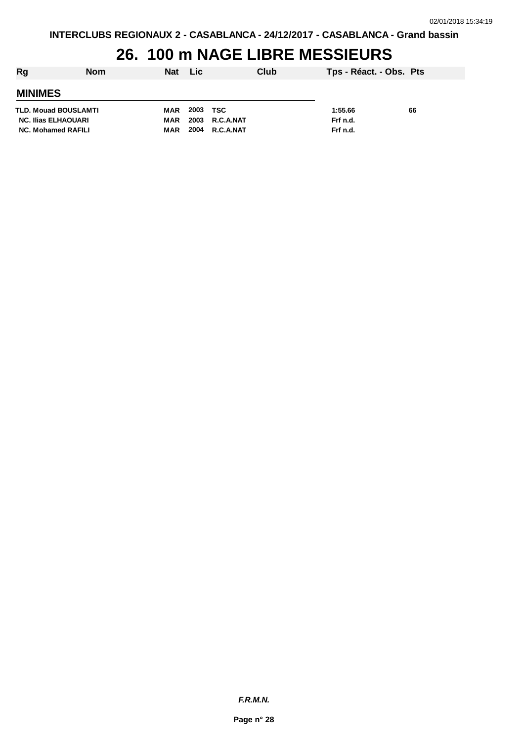INTERCLUBS REGIONAUX 2 - CASABLANCA - 24/12/2017 - CASABLANCA - Grand bassin

# 26. 100 m NAGE LIBRE MESSIEURS

| Rg | Nom | Nat | Lic | Club | Tps - Réact. - Obs. | Pts |
|---|---|---|---|---|---|---|
| **MINIMES** | | | | | | |
| TLD. | Mouad BOUSLAMTI | MAR | 2003 | TSC | 1:55.66 | 66 |
| NC. | Ilias ELHAOUARI | MAR | 2003 | R.C.A.NAT | Frf n.d. | |
| NC. | Mohamed RAFILI | MAR | 2004 | R.C.A.NAT | Frf n.d. | |

*F.R.M.N.*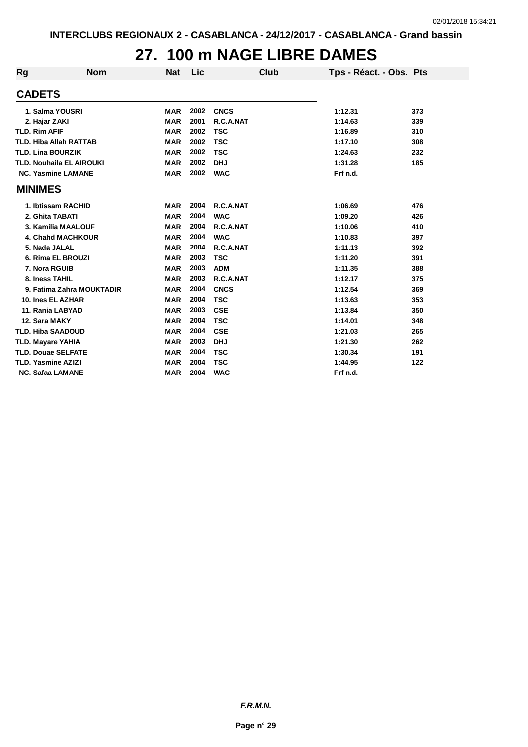# 27. 100 m NAGE LIBRE DAMES

| Rg | Nom | Nat | Lic | Club | Tps - Réact. - Obs. | Pts |
|---|---|---|---|---|---|---|
| **CADETS** | | | | | | |
| 1. | Salma YOUSRI | MAR | 2002 | CNCS | 1:12.31 | 373 |
| 2. | Hajar ZAKI | MAR | 2001 | R.C.A.NAT | 1:14.63 | 339 |
| TLD. | Rim AFIF | MAR | 2002 | TSC | 1:16.89 | 310 |
| TLD. | Hiba Allah RATTAB | MAR | 2002 | TSC | 1:17.10 | 308 |
| TLD. | Lina BOURZIK | MAR | 2002 | TSC | 1:24.63 | 232 |
| TLD. | Nouhaila EL AIROUKI | MAR | 2002 | DHJ | 1:31.28 | 185 |
| NC. | Yasmine LAMANE | MAR | 2002 | WAC | Frf n.d. | |
| **MINIMES** | | | | | | |
| 1. | Ibtissam RACHID | MAR | 2004 | R.C.A.NAT | 1:06.69 | 476 |
| 2. | Ghita TABATI | MAR | 2004 | WAC | 1:09.20 | 426 |
| 3. | Kamilia MAALOUF | MAR | 2004 | R.C.A.NAT | 1:10.06 | 410 |
| 4. | Chahd MACHKOUR | MAR | 2004 | WAC | 1:10.83 | 397 |
| 5. | Nada JALAL | MAR | 2004 | R.C.A.NAT | 1:11.13 | 392 |
| 6. | Rima EL BROUZI | MAR | 2003 | TSC | 1:11.20 | 391 |
| 7. | Nora RGUIB | MAR | 2003 | ADM | 1:11.35 | 388 |
| 8. | Iness TAHIL | MAR | 2003 | R.C.A.NAT | 1:12.17 | 375 |
| 9. | Fatima Zahra MOUKTADIR | MAR | 2004 | CNCS | 1:12.54 | 369 |
| 10. | Ines EL AZHAR | MAR | 2004 | TSC | 1:13.63 | 353 |
| 11. | Rania LABYAD | MAR | 2003 | CSE | 1:13.84 | 350 |
| 12. | Sara MAKY | MAR | 2004 | TSC | 1:14.01 | 348 |
| TLD. | Hiba SAADOUD | MAR | 2004 | CSE | 1:21.03 | 265 |
| TLD. | Mayare YAHIA | MAR | 2003 | DHJ | 1:21.30 | 262 |
| TLD. | Douae SELFATE | MAR | 2004 | TSC | 1:30.34 | 191 |
| TLD. | Yasmine AZIZI | MAR | 2004 | TSC | 1:44.95 | 122 |
| NC. | Safaa LAMANE | MAR | 2004 | WAC | Frf n.d. | |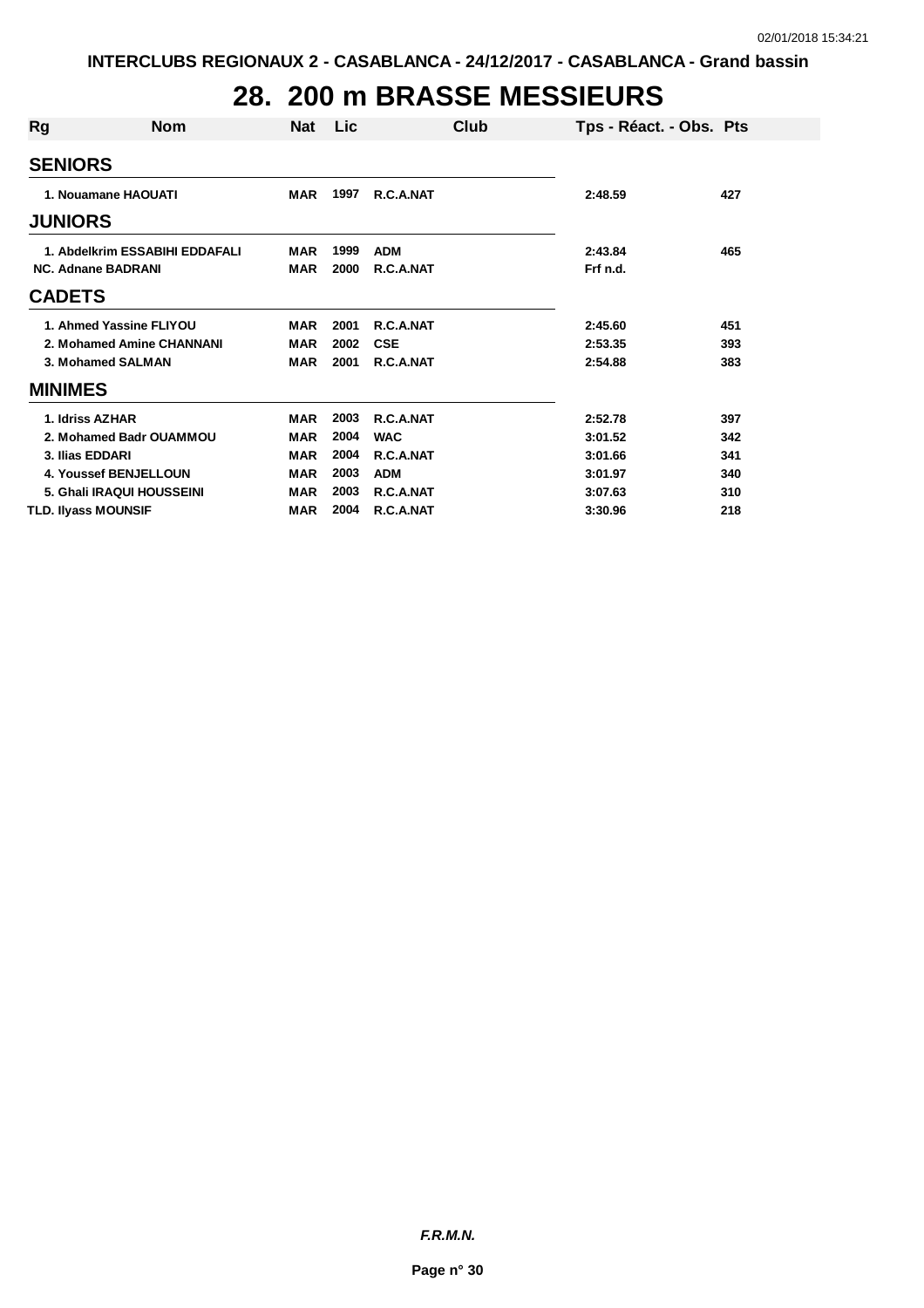# 28. 200 m BRASSE MESSIEURS

| Rg | Nom | Nat | Lic | Club | Tps - Réact. - Obs. | Pts |
|---|---|---|---|---|---|---|
| **SENIORS** | | | | | | |
| 1. | Nouamane HAOUATI | MAR | 1997 | R.C.A.NAT | 2:48.59 | 427 |
| **JUNIORS** | | | | | | |
| 1. | Abdelkrim ESSABIHI EDDAFALI | MAR | 1999 | ADM | 2:43.84 | 465 |
| NC. | Adnane BADRANI | MAR | 2000 | R.C.A.NAT | Frf n.d. | |
| **CADETS** | | | | | | |
| 1. | Ahmed Yassine FLIYOU | MAR | 2001 | R.C.A.NAT | 2:45.60 | 451 |
| 2. | Mohamed Amine CHANNANI | MAR | 2002 | CSE | 2:53.35 | 393 |
| 3. | Mohamed SALMAN | MAR | 2001 | R.C.A.NAT | 2:54.88 | 383 |
| **MINIMES** | | | | | | |
| 1. | Idriss AZHAR | MAR | 2003 | R.C.A.NAT | 2:52.78 | 397 |
| 2. | Mohamed Badr OUAMMOU | MAR | 2004 | WAC | 3:01.52 | 342 |
| 3. | Ilias EDDARI | MAR | 2004 | R.C.A.NAT | 3:01.66 | 341 |
| 4. | Youssef BENJELLOUN | MAR | 2003 | ADM | 3:01.97 | 340 |
| 5. | Ghali IRAQUI HOUSSEINI | MAR | 2003 | R.C.A.NAT | 3:07.63 | 310 |
| TLD. | Ilyass MOUNSIF | MAR | 2004 | R.C.A.NAT | 3:30.96 | 218 |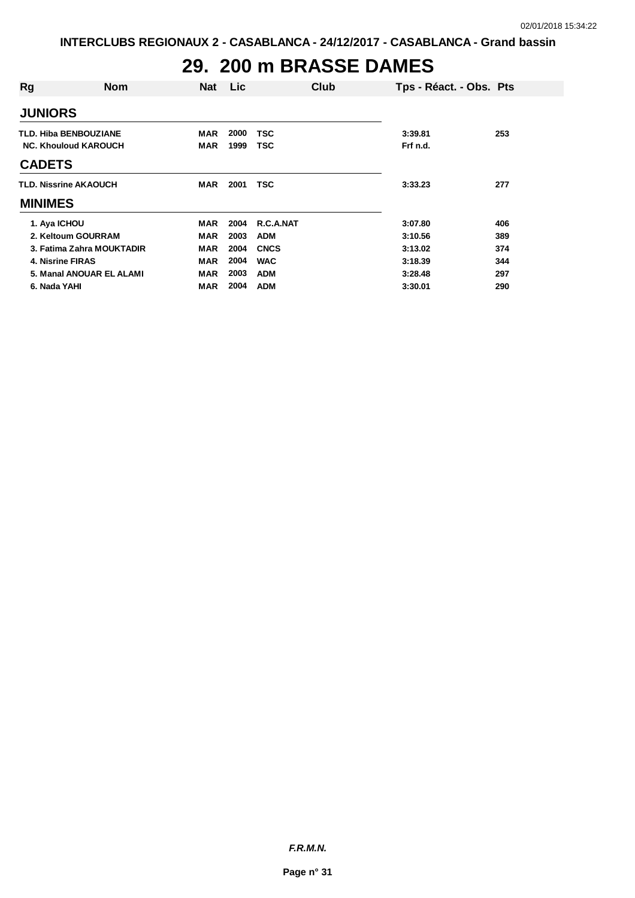# 29. 200 m BRASSE DAMES

| Rg | Nom | Nat | Lic | Club | Tps - Réact. - Obs. | Pts |
|---|---|---|---|---|---|---|
| **JUNIORS** | | | | | | |
| TLD. | Hiba BENBOUZIANE | MAR | 2000 | TSC | 3:39.81 | 253 |
| NC. | Khouloud KAROUCH | MAR | 1999 | TSC | Frf n.d. | |
| **CADETS** | | | | | | |
| TLD. | Nissrine AKAOUCH | MAR | 2001 | TSC | 3:33.23 | 277 |
| **MINIMES** | | | | | | |
| 1. | Aya ICHOU | MAR | 2004 | R.C.A.NAT | 3:07.80 | 406 |
| 2. | Keltoum GOURRAM | MAR | 2003 | ADM | 3:10.56 | 389 |
| 3. | Fatima Zahra MOUKTADIR | MAR | 2004 | CNCS | 3:13.02 | 374 |
| 4. | Nisrine FIRAS | MAR | 2004 | WAC | 3:18.39 | 344 |
| 5. | Manal ANOUAR EL ALAMI | MAR | 2003 | ADM | 3:28.48 | 297 |
| 6. | Nada YAHI | MAR | 2004 | ADM | 3:30.01 | 290 |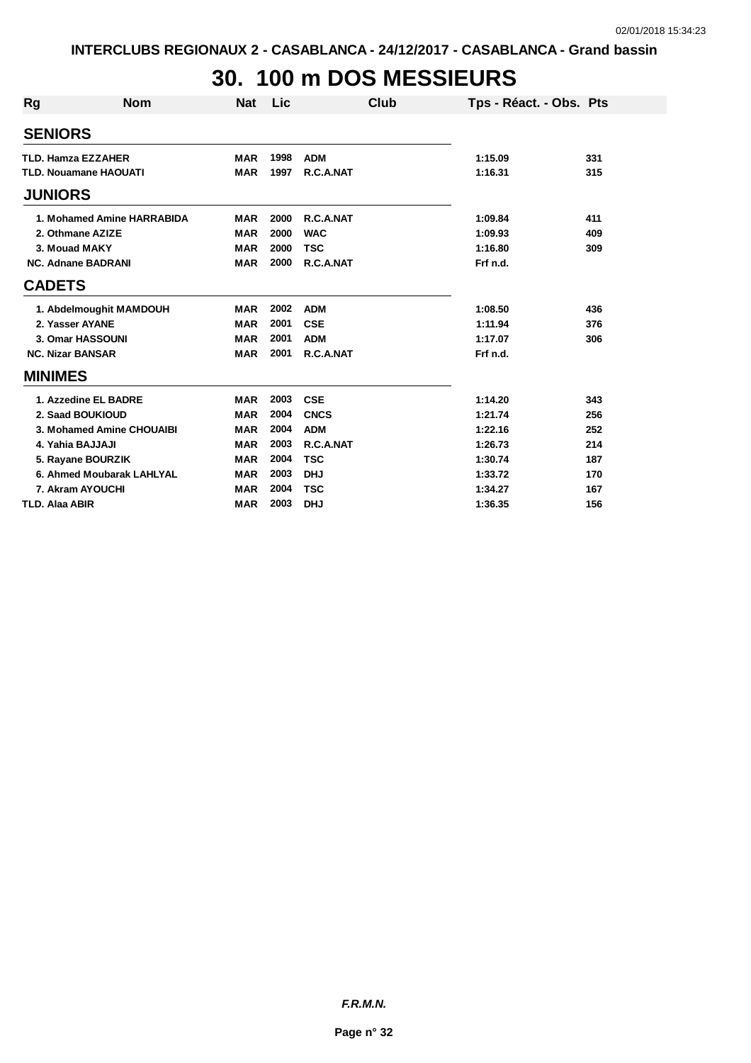# 30. 100 m DOS MESSIEURS

| Rg | Nom | Nat | Lic | Club | Tps - Réact. - Obs. | Pts |
|---|---|---|---|---|---|---|
| **SENIORS** | | | | | | |
| TLD. | Hamza EZZAHER | MAR | 1998 | ADM | 1:15.09 | 331 |
| TLD. | Nouamane HAOUATI | MAR | 1997 | R.C.A.NAT | 1:16.31 | 315 |
| **JUNIORS** | | | | | | |
| 1. | Mohamed Amine HARRABIDA | MAR | 2000 | R.C.A.NAT | 1:09.84 | 411 |
| 2. | Othmane AZIZE | MAR | 2000 | WAC | 1:09.93 | 409 |
| 3. | Mouad MAKY | MAR | 2000 | TSC | 1:16.80 | 309 |
| NC. | Adnane BADRANI | MAR | 2000 | R.C.A.NAT | Frf n.d. | |
| **CADETS** | | | | | | |
| 1. | Abdelmoughit MAMDOUH | MAR | 2002 | ADM | 1:08.50 | 436 |
| 2. | Yasser AYANE | MAR | 2001 | CSE | 1:11.94 | 376 |
| 3. | Omar HASSOUNI | MAR | 2001 | ADM | 1:17.07 | 306 |
| NC. | Nizar BANSAR | MAR | 2001 | R.C.A.NAT | Frf n.d. | |
| **MINIMES** | | | | | | |
| 1. | Azzedine EL BADRE | MAR | 2003 | CSE | 1:14.20 | 343 |
| 2. | Saad BOUKIOUD | MAR | 2004 | CNCS | 1:21.74 | 256 |
| 3. | Mohamed Amine CHOUAIBI | MAR | 2004 | ADM | 1:22.16 | 252 |
| 4. | Yahia BAJJAJI | MAR | 2003 | R.C.A.NAT | 1:26.73 | 214 |
| 5. | Rayane BOURZIK | MAR | 2004 | TSC | 1:30.74 | 187 |
| 6. | Ahmed Moubarak LAHLYAL | MAR | 2003 | DHJ | 1:33.72 | 170 |
| 7. | Akram AYOUCHI | MAR | 2004 | TSC | 1:34.27 | 167 |
| TLD. | Alaa ABIR | MAR | 2003 | DHJ | 1:36.35 | 156 |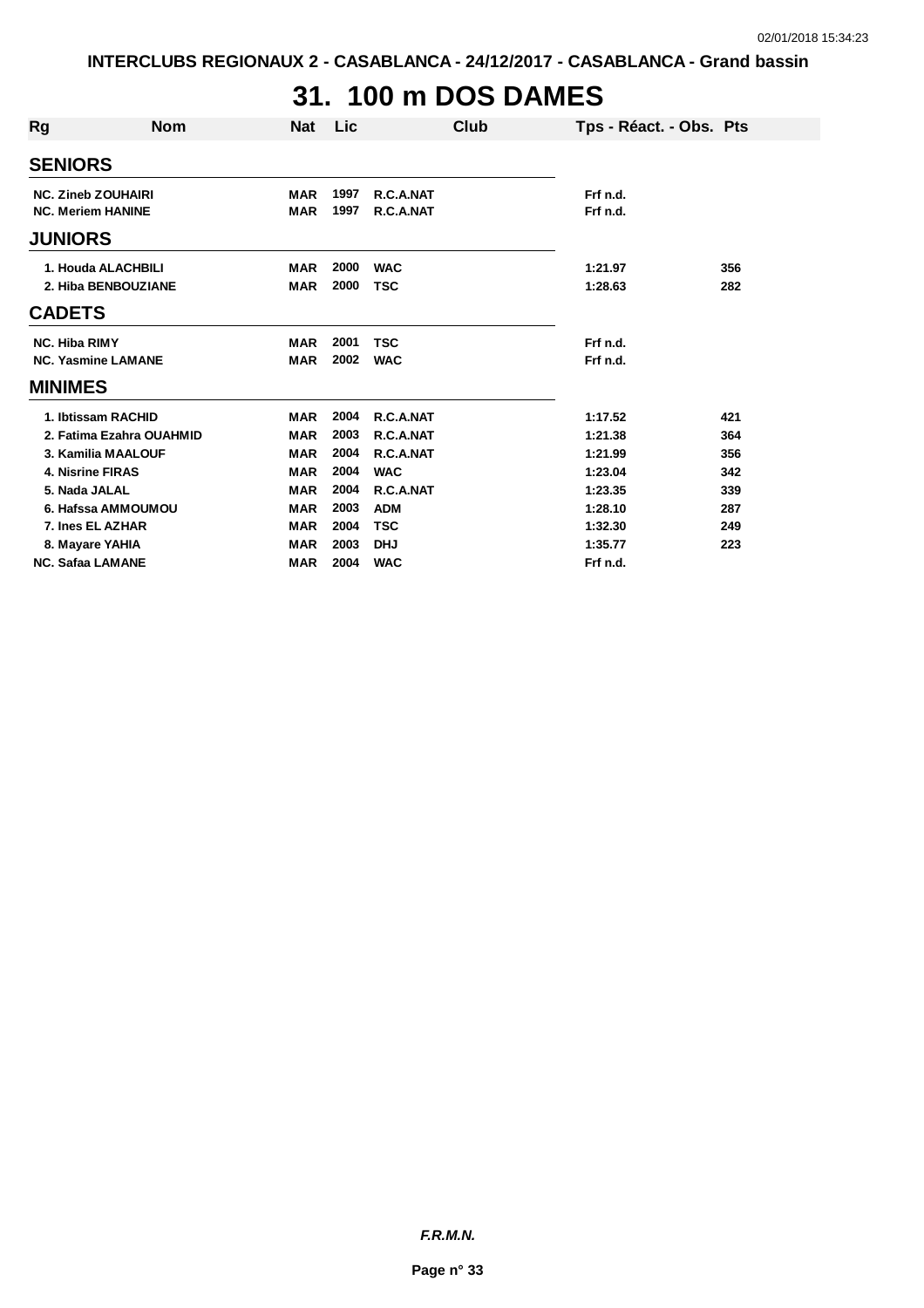INTERCLUBS REGIONAUX 2 - CASABLANCA - 24/12/2017 - CASABLANCA - Grand bassin

# 31. 100 m DOS DAMES

| Rg | Nom | Nat | Lic | Club | Tps - Réact. - Obs. | Pts |
|---|---|---|---|---|---|---|
| **SENIORS** | | | | | | |
| NC. | Zineb ZOUHAIRI | MAR | 1997 | R.C.A.NAT | Frf n.d. | |
| NC. | Meriem HANINE | MAR | 1997 | R.C.A.NAT | Frf n.d. | |
| **JUNIORS** | | | | | | |
| 1. | Houda ALACHBILI | MAR | 2000 | WAC | 1:21.97 | 356 |
| 2. | Hiba BENBOUZIANE | MAR | 2000 | TSC | 1:28.63 | 282 |
| **CADETS** | | | | | | |
| NC. | Hiba RIMY | MAR | 2001 | TSC | Frf n.d. | |
| NC. | Yasmine LAMANE | MAR | 2002 | WAC | Frf n.d. | |
| **MINIMES** | | | | | | |
| 1. | Ibtissam RACHID | MAR | 2004 | R.C.A.NAT | 1:17.52 | 421 |
| 2. | Fatima Ezahra OUAHMID | MAR | 2003 | R.C.A.NAT | 1:21.38 | 364 |
| 3. | Kamilia MAALOUF | MAR | 2004 | R.C.A.NAT | 1:21.99 | 356 |
| 4. | Nisrine FIRAS | MAR | 2004 | WAC | 1:23.04 | 342 |
| 5. | Nada JALAL | MAR | 2004 | R.C.A.NAT | 1:23.35 | 339 |
| 6. | Hafssa AMMOUMOU | MAR | 2003 | ADM | 1:28.10 | 287 |
| 7. | Ines EL AZHAR | MAR | 2004 | TSC | 1:32.30 | 249 |
| 8. | Mayare YAHIA | MAR | 2003 | DHJ | 1:35.77 | 223 |
| NC. | Safaa LAMANE | MAR | 2004 | WAC | Frf n.d. | |

*F.R.M.N.*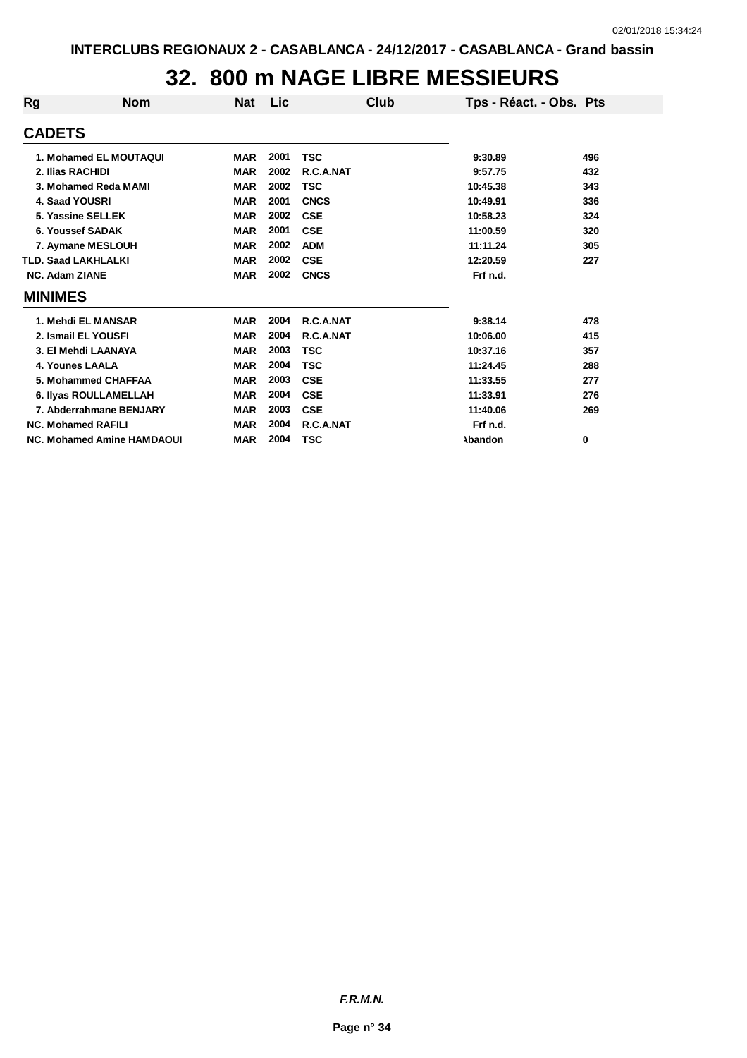INTERCLUBS REGIONAUX 2 - CASABLANCA - 24/12/2017 - CASABLANCA - Grand bassin

# 32. 800 m NAGE LIBRE MESSIEURS

| Rg | Nom | Nat | Lic | Club | Tps - Réact. - Obs. | Pts |
|---|---|---|---|---|---|---|
| **CADETS** | | | | | | |
| 1. | Mohamed EL MOUTAQUI | MAR | 2001 | TSC | 9:30.89 | 496 |
| 2. | Ilias RACHIDI | MAR | 2002 | R.C.A.NAT | 9:57.75 | 432 |
| 3. | Mohamed Reda MAMI | MAR | 2002 | TSC | 10:45.38 | 343 |
| 4. | Saad YOUSRI | MAR | 2001 | CNCS | 10:49.91 | 336 |
| 5. | Yassine SELLEK | MAR | 2002 | CSE | 10:58.23 | 324 |
| 6. | Youssef SADAK | MAR | 2001 | CSE | 11:00.59 | 320 |
| 7. | Aymane MESLOUH | MAR | 2002 | ADM | 11:11.24 | 305 |
| TLD. | Saad LAKHLALKI | MAR | 2002 | CSE | 12:20.59 | 227 |
| NC. | Adam ZIANE | MAR | 2002 | CNCS | Frf n.d. | |
| **MINIMES** | | | | | | |
| 1. | Mehdi EL MANSAR | MAR | 2004 | R.C.A.NAT | 9:38.14 | 478 |
| 2. | Ismail EL YOUSFI | MAR | 2004 | R.C.A.NAT | 10:06.00 | 415 |
| 3. | El Mehdi LAANAYA | MAR | 2003 | TSC | 10:37.16 | 357 |
| 4. | Younes LAALA | MAR | 2004 | TSC | 11:24.45 | 288 |
| 5. | Mohammed CHAFFAA | MAR | 2003 | CSE | 11:33.55 | 277 |
| 6. | Ilyas ROULLAMELLAH | MAR | 2004 | CSE | 11:33.91 | 276 |
| 7. | Abderrahmane BENJARY | MAR | 2003 | CSE | 11:40.06 | 269 |
| NC. | Mohamed RAFILI | MAR | 2004 | R.C.A.NAT | Frf n.d. | |
| NC. | Mohamed Amine HAMDAOUI | MAR | 2004 | TSC | Abandon | 0 |

*F.R.M.N.*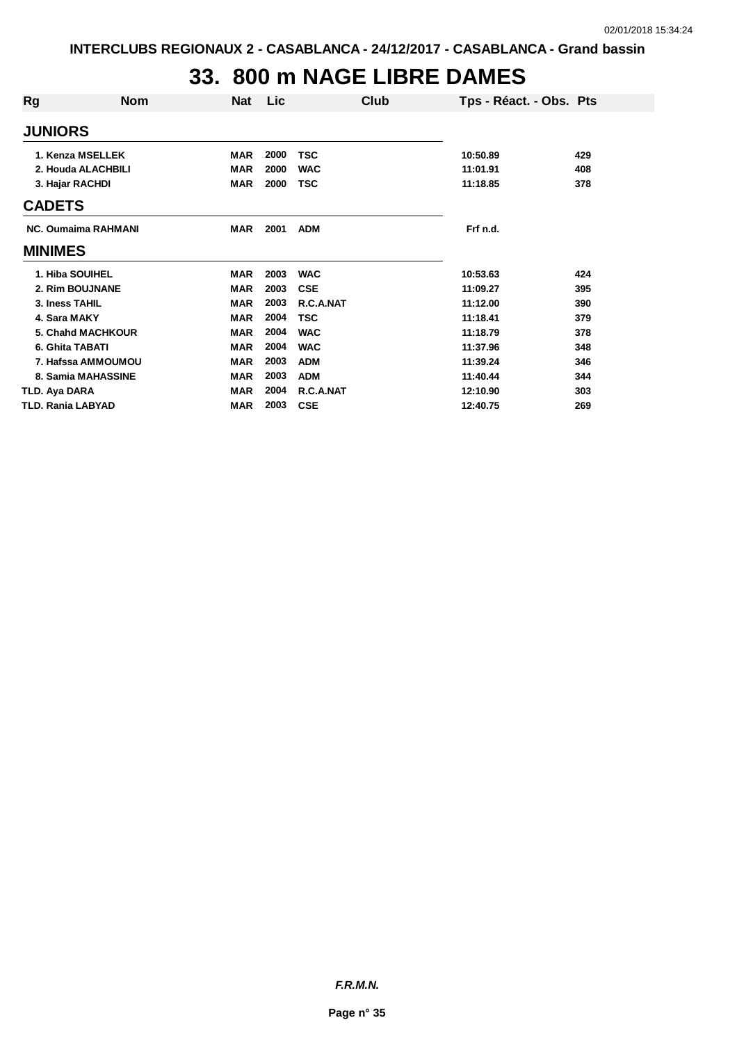# 33. 800 m NAGE LIBRE DAMES

| Rg | Nom | Nat | Lic | Club | Tps - Réact. - Obs. | Pts |
|---|---|---|---|---|---|---|
| **JUNIORS** | | | | | | |
| 1. | Kenza MSELLEK | MAR | 2000 | TSC | 10:50.89 | 429 |
| 2. | Houda ALACHBILI | MAR | 2000 | WAC | 11:01.91 | 408 |
| 3. | Hajar RACHDI | MAR | 2000 | TSC | 11:18.85 | 378 |
| **CADETS** | | | | | | |
| NC. | Oumaima RAHMANI | MAR | 2001 | ADM | Frf n.d. | |
| **MINIMES** | | | | | | |
| 1. | Hiba SOUIHEL | MAR | 2003 | WAC | 10:53.63 | 424 |
| 2. | Rim BOUJNANE | MAR | 2003 | CSE | 11:09.27 | 395 |
| 3. | Iness TAHIL | MAR | 2003 | R.C.A.NAT | 11:12.00 | 390 |
| 4. | Sara MAKY | MAR | 2004 | TSC | 11:18.41 | 379 |
| 5. | Chahd MACHKOUR | MAR | 2004 | WAC | 11:18.79 | 378 |
| 6. | Ghita TABATI | MAR | 2004 | WAC | 11:37.96 | 348 |
| 7. | Hafssa AMMOUMOU | MAR | 2003 | ADM | 11:39.24 | 346 |
| 8. | Samia MAHASSINE | MAR | 2003 | ADM | 11:40.44 | 344 |
| TLD. | Aya DARA | MAR | 2004 | R.C.A.NAT | 12:10.90 | 303 |
| TLD. | Rania LABYAD | MAR | 2003 | CSE | 12:40.75 | 269 |